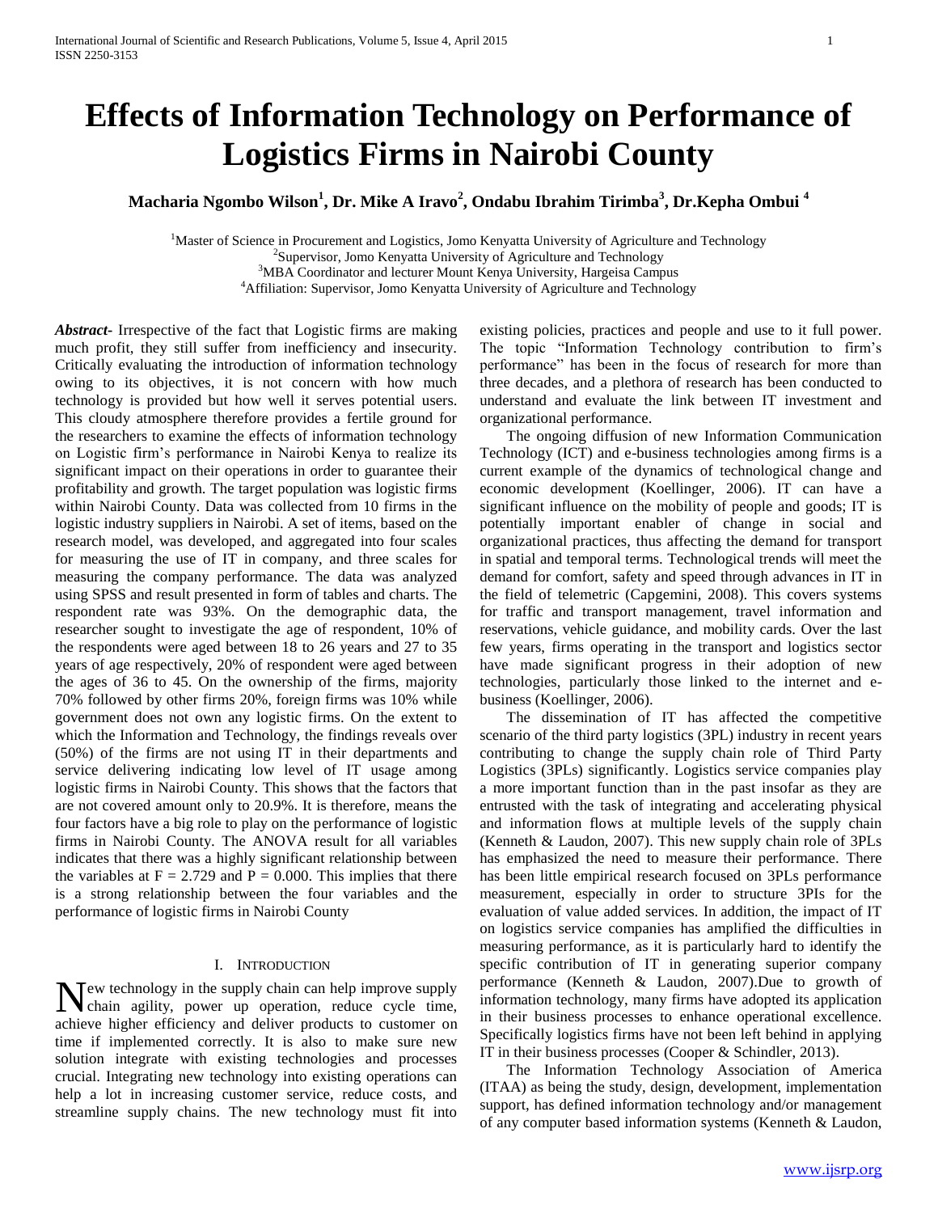# Effects of Information Technology on Performance of Logistics Firms in Nairobi County

**Macharia Ngombo Wilson[1], Dr. Mike A Iravo[2], Ondabu Ibrahim Tirimba[3], Dr.Kepha Ombui [4]**

[1]Master of Science in Procurement and Logistics, Jomo Kenyatta University of Agriculture and Technology
[2]Supervisor, Jomo Kenyatta University of Agriculture and Technology
[3]MBA Coordinator and lecturer Mount Kenya University, Hargeisa Campus
[4]Affiliation: Supervisor, Jomo Kenyatta University of Agriculture and Technology

***Abstract-*** Irrespective of the fact that Logistic firms are making much profit, they still suffer from inefficiency and insecurity. Critically evaluating the introduction of information technology owing to its objectives, it is not concern with how much technology is provided but how well it serves potential users. This cloudy atmosphere therefore provides a fertile ground for the researchers to examine the effects of information technology on Logistic firm's performance in Nairobi Kenya to realize its significant impact on their operations in order to guarantee their profitability and growth. The target population was logistic firms within Nairobi County. Data was collected from 10 firms in the logistic industry suppliers in Nairobi. A set of items, based on the research model, was developed, and aggregated into four scales for measuring the use of IT in company, and three scales for measuring the company performance. The data was analyzed using SPSS and result presented in form of tables and charts. The respondent rate was 93%. On the demographic data, the researcher sought to investigate the age of respondent, 10% of the respondents were aged between 18 to 26 years and 27 to 35 years of age respectively, 20% of respondent were aged between the ages of 36 to 45. On the ownership of the firms, majority 70% followed by other firms 20%, foreign firms was 10% while government does not own any logistic firms. On the extent to which the Information and Technology, the findings reveals over (50%) of the firms are not using IT in their departments and service delivering indicating low level of IT usage among logistic firms in Nairobi County. This shows that the factors that are not covered amount only to 20.9%. It is therefore, means the four factors have a big role to play on the performance of logistic firms in Nairobi County. The ANOVA result for all variables indicates that there was a highly significant relationship between the variables at $F = 2.729$ and $P = 0.000$. This implies that there is a strong relationship between the four variables and the performance of logistic firms in Nairobi County

## I. Introduction

New technology in the supply chain can help improve supply chain agility, power up operation, reduce cycle time, achieve higher efficiency and deliver products to customer on time if implemented correctly. It is also to make sure new solution integrate with existing technologies and processes crucial. Integrating new technology into existing operations can help a lot in increasing customer service, reduce costs, and streamline supply chains. The new technology must fit into existing policies, practices and people and use to it full power. The topic "Information Technology contribution to firm's performance" has been in the focus of research for more than three decades, and a plethora of research has been conducted to understand and evaluate the link between IT investment and organizational performance.

The ongoing diffusion of new Information Communication Technology (ICT) and e-business technologies among firms is a current example of the dynamics of technological change and economic development (Koellinger, 2006). IT can have a significant influence on the mobility of people and goods; IT is potentially important enabler of change in social and organizational practices, thus affecting the demand for transport in spatial and temporal terms. Technological trends will meet the demand for comfort, safety and speed through advances in IT in the field of telemetric (Capgemini, 2008). This covers systems for traffic and transport management, travel information and reservations, vehicle guidance, and mobility cards. Over the last few years, firms operating in the transport and logistics sector have made significant progress in their adoption of new technologies, particularly those linked to the internet and e-business (Koellinger, 2006).

The dissemination of IT has affected the competitive scenario of the third party logistics (3PL) industry in recent years contributing to change the supply chain role of Third Party Logistics (3PLs) significantly. Logistics service companies play a more important function than in the past insofar as they are entrusted with the task of integrating and accelerating physical and information flows at multiple levels of the supply chain (Kenneth & Laudon, 2007). This new supply chain role of 3PLs has emphasized the need to measure their performance. There has been little empirical research focused on 3PLs performance measurement, especially in order to structure 3PIs for the evaluation of value added services. In addition, the impact of IT on logistics service companies has amplified the difficulties in measuring performance, as it is particularly hard to identify the specific contribution of IT in generating superior company performance (Kenneth & Laudon, 2007).Due to growth of information technology, many firms have adopted its application in their business processes to enhance operational excellence. Specifically logistics firms have not been left behind in applying IT in their business processes (Cooper & Schindler, 2013).

The Information Technology Association of America (ITAA) as being the study, design, development, implementation support, has defined information technology and/or management of any computer based information systems (Kenneth & Laudon,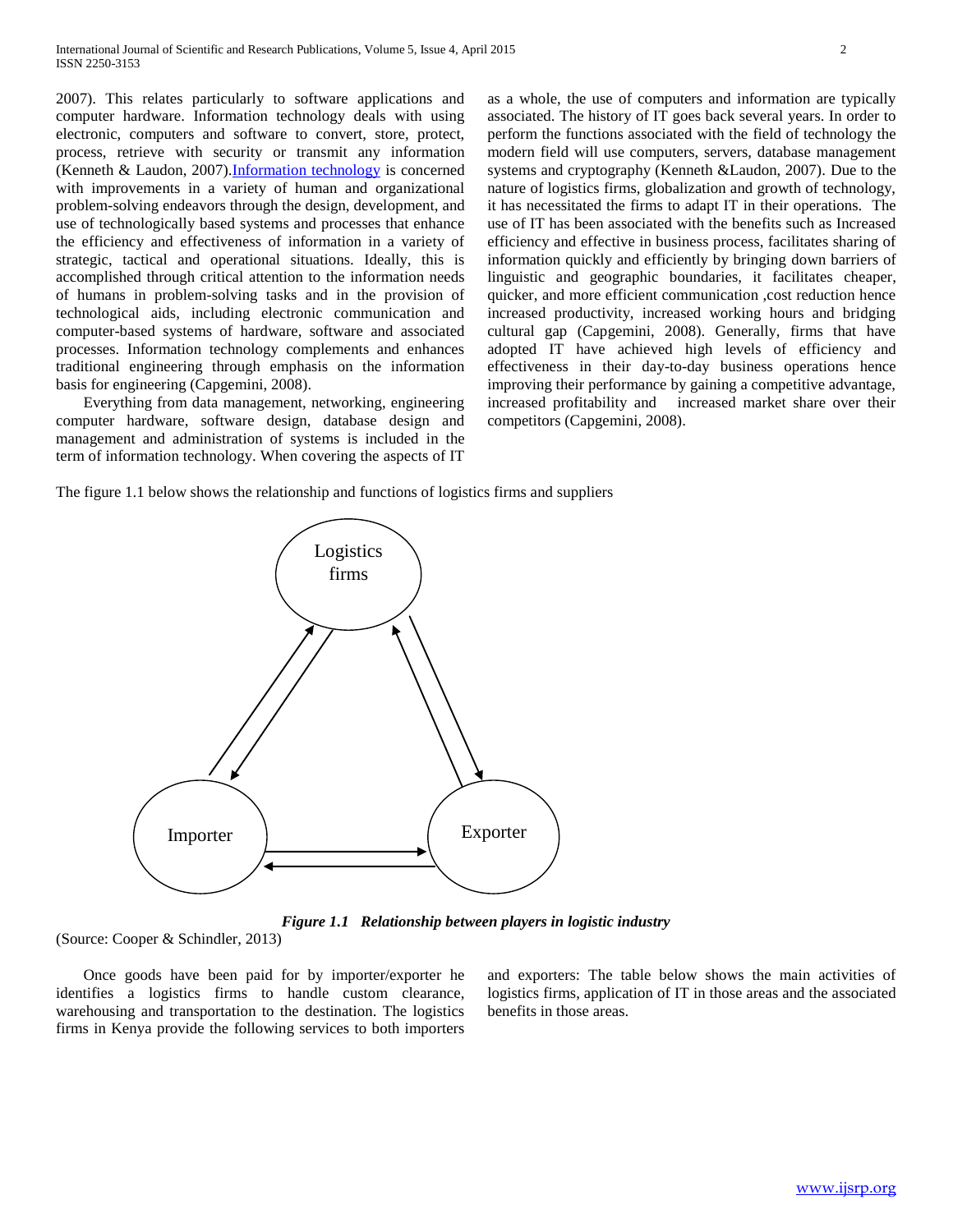2007). This relates particularly to software applications and computer hardware. Information technology deals with using electronic, computers and software to convert, store, protect, process, retrieve with security or transmit any information (Kenneth & Laudon, 2007).[Information technology](#) is concerned with improvements in a variety of human and organizational problem-solving endeavors through the design, development, and use of technologically based systems and processes that enhance the efficiency and effectiveness of information in a variety of strategic, tactical and operational situations. Ideally, this is accomplished through critical attention to the information needs of humans in problem-solving tasks and in the provision of technological aids, including electronic communication and computer-based systems of hardware, software and associated processes. Information technology complements and enhances traditional engineering through emphasis on the information basis for engineering (Capgemini, 2008).

Everything from data management, networking, engineering computer hardware, software design, database design and management and administration of systems is included in the term of information technology. When covering the aspects of IT as a whole, the use of computers and information are typically associated. The history of IT goes back several years. In order to perform the functions associated with the field of technology the modern field will use computers, servers, database management systems and cryptography (Kenneth &Laudon, 2007). Due to the nature of logistics firms, globalization and growth of technology, it has necessitated the firms to adapt IT in their operations. The use of IT has been associated with the benefits such as Increased efficiency and effective in business process, facilitates sharing of information quickly and efficiently by bringing down barriers of linguistic and geographic boundaries, it facilitates cheaper, quicker, and more efficient communication ,cost reduction hence increased productivity, increased working hours and bridging cultural gap (Capgemini, 2008). Generally, firms that have adopted IT have achieved high levels of efficiency and effectiveness in their day-to-day business operations hence improving their performance by gaining a competitive advantage, increased profitability and increased market share over their competitors (Capgemini, 2008).

The figure 1.1 below shows the relationship and functions of logistics firms and suppliers

Logistics firms

Importer

Exporter

***Figure 1.1 Relationship between players in logistic industry***

(Source: Cooper & Schindler, 2013)

Once goods have been paid for by importer/exporter he identifies a logistics firms to handle custom clearance, warehousing and transportation to the destination. The logistics firms in Kenya provide the following services to both importers and exporters: The table below shows the main activities of logistics firms, application of IT in those areas and the associated benefits in those areas.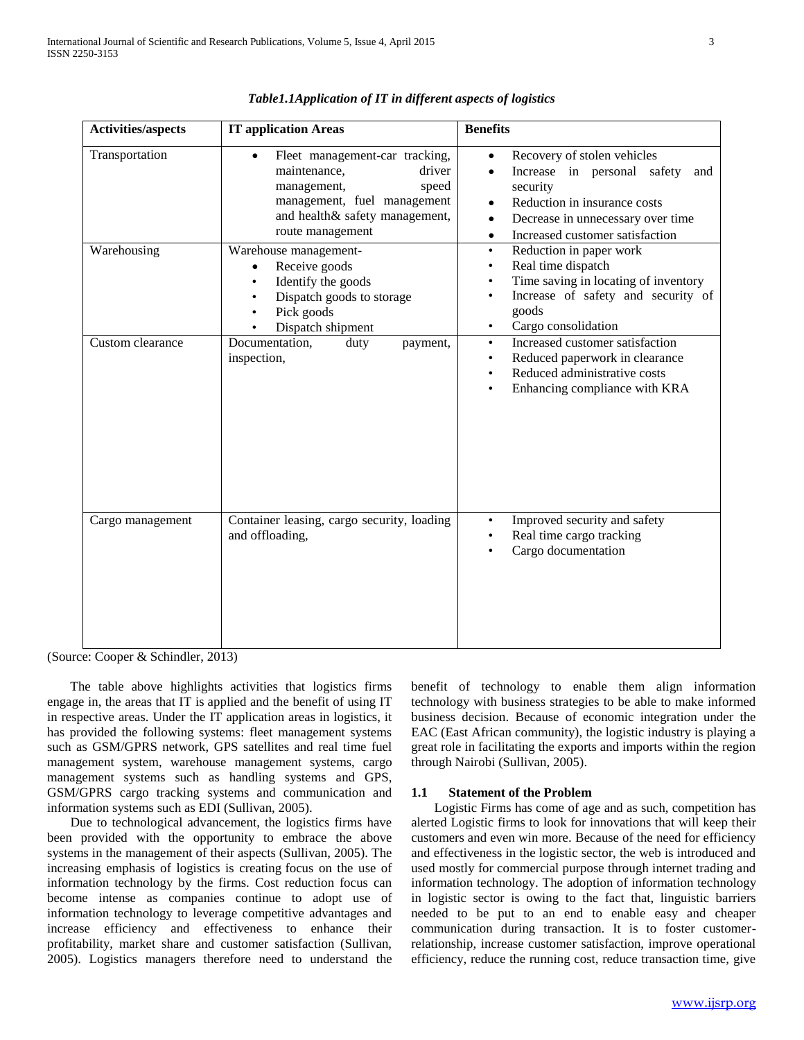*Table1.1Application of IT in different aspects of logistics*

| Activities/aspects | IT application Areas | Benefits |
|---|---|---|
| Transportation | • Fleet management-car tracking, maintenance, driver management, speed management, fuel management and health& safety management, route management | • Recovery of stolen vehicles<br>• Increase in personal safety and security<br>• Reduction in insurance costs<br>• Decrease in unnecessary over time<br>• Increased customer satisfaction |
| Warehousing | Warehouse management-<br>• Receive goods<br>• Identify the goods<br>• Dispatch goods to storage<br>• Pick goods<br>• Dispatch shipment | • Reduction in paper work<br>• Real time dispatch<br>• Time saving in locating of inventory<br>• Increase of safety and security of goods<br>• Cargo consolidation |
| Custom clearance | Documentation, duty payment, inspection, | • Increased customer satisfaction<br>• Reduced paperwork in clearance<br>• Reduced administrative costs<br>• Enhancing compliance with KRA |
| Cargo management | Container leasing, cargo security, loading and offloading, | • Improved security and safety<br>• Real time cargo tracking<br>• Cargo documentation |

(Source: Cooper & Schindler, 2013)

The table above highlights activities that logistics firms engage in, the areas that IT is applied and the benefit of using IT in respective areas. Under the IT application areas in logistics, it has provided the following systems: fleet management systems such as GSM/GPRS network, GPS satellites and real time fuel management system, warehouse management systems, cargo management systems such as handling systems and GPS, GSM/GPRS cargo tracking systems and communication and information systems such as EDI (Sullivan, 2005).

Due to technological advancement, the logistics firms have been provided with the opportunity to embrace the above systems in the management of their aspects (Sullivan, 2005). The increasing emphasis of logistics is creating focus on the use of information technology by the firms. Cost reduction focus can become intense as companies continue to adopt use of information technology to leverage competitive advantages and increase efficiency and effectiveness to enhance their profitability, market share and customer satisfaction (Sullivan, 2005). Logistics managers therefore need to understand the benefit of technology to enable them align information technology with business strategies to be able to make informed business decision. Because of economic integration under the EAC (East African community), the logistic industry is playing a great role in facilitating the exports and imports within the region through Nairobi (Sullivan, 2005).

### 1.1 Statement of the Problem

Logistic Firms has come of age and as such, competition has alerted Logistic firms to look for innovations that will keep their customers and even win more. Because of the need for efficiency and effectiveness in the logistic sector, the web is introduced and used mostly for commercial purpose through internet trading and information technology. The adoption of information technology in logistic sector is owing to the fact that, linguistic barriers needed to be put to an end to enable easy and cheaper communication during transaction. It is to foster customer-relationship, increase customer satisfaction, improve operational efficiency, reduce the running cost, reduce transaction time, give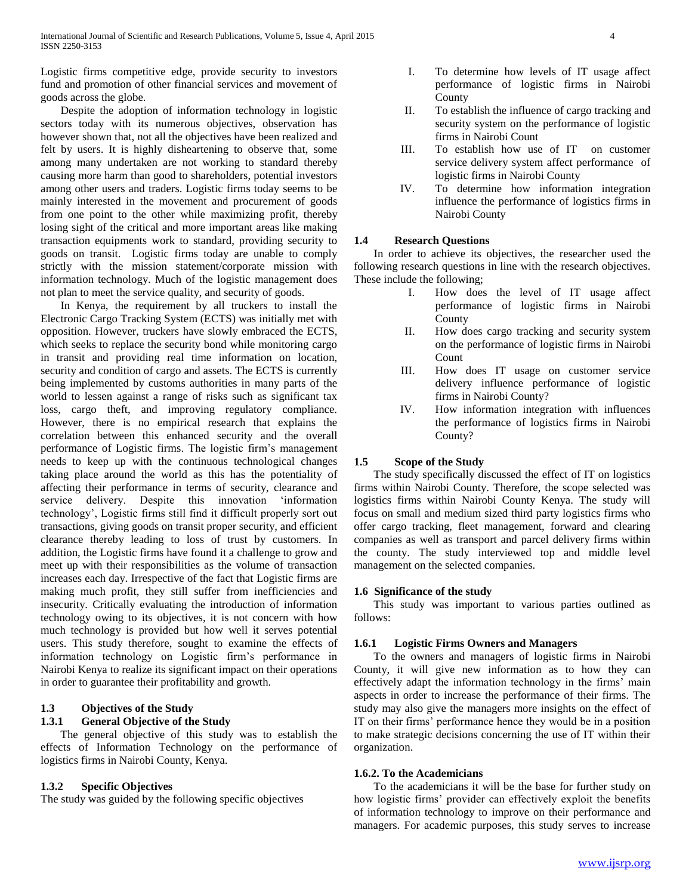Logistic firms competitive edge, provide security to investors fund and promotion of other financial services and movement of goods across the globe.

Despite the adoption of information technology in logistic sectors today with its numerous objectives, observation has however shown that, not all the objectives have been realized and felt by users. It is highly disheartening to observe that, some among many undertaken are not working to standard thereby causing more harm than good to shareholders, potential investors among other users and traders. Logistic firms today seems to be mainly interested in the movement and procurement of goods from one point to the other while maximizing profit, thereby losing sight of the critical and more important areas like making transaction equipments work to standard, providing security to goods on transit. Logistic firms today are unable to comply strictly with the mission statement/corporate mission with information technology. Much of the logistic management does not plan to meet the service quality, and security of goods.

In Kenya, the requirement by all truckers to install the Electronic Cargo Tracking System (ECTS) was initially met with opposition. However, truckers have slowly embraced the ECTS, which seeks to replace the security bond while monitoring cargo in transit and providing real time information on location, security and condition of cargo and assets. The ECTS is currently being implemented by customs authorities in many parts of the world to lessen against a range of risks such as significant tax loss, cargo theft, and improving regulatory compliance. However, there is no empirical research that explains the correlation between this enhanced security and the overall performance of Logistic firms. The logistic firm's management needs to keep up with the continuous technological changes taking place around the world as this has the potentiality of affecting their performance in terms of security, clearance and service delivery. Despite this innovation 'information technology', Logistic firms still find it difficult properly sort out transactions, giving goods on transit proper security, and efficient clearance thereby leading to loss of trust by customers. In addition, the Logistic firms have found it a challenge to grow and meet up with their responsibilities as the volume of transaction increases each day. Irrespective of the fact that Logistic firms are making much profit, they still suffer from inefficiencies and insecurity. Critically evaluating the introduction of information technology owing to its objectives, it is not concern with how much technology is provided but how well it serves potential users. This study therefore, sought to examine the effects of information technology on Logistic firm's performance in Nairobi Kenya to realize its significant impact on their operations in order to guarantee their profitability and growth.

### 1.3 Objectives of the Study

#### 1.3.1 General Objective of the Study

The general objective of this study was to establish the effects of Information Technology on the performance of logistics firms in Nairobi County, Kenya.

#### 1.3.2 Specific Objectives

The study was guided by the following specific objectives

I. To determine how levels of IT usage affect performance of logistic firms in Nairobi County
II. To establish the influence of cargo tracking and security system on the performance of logistic firms in Nairobi Count
III. To establish how use of IT on customer service delivery system affect performance of logistic firms in Nairobi County
IV. To determine how information integration influence the performance of logistics firms in Nairobi County

### 1.4 Research Questions

In order to achieve its objectives, the researcher used the following research questions in line with the research objectives. These include the following;

I. How does the level of IT usage affect performance of logistic firms in Nairobi County
II. How does cargo tracking and security system on the performance of logistic firms in Nairobi Count
III. How does IT usage on customer service delivery influence performance of logistic firms in Nairobi County?
IV. How information integration with influences the performance of logistics firms in Nairobi County?

### 1.5 Scope of the Study

The study specifically discussed the effect of IT on logistics firms within Nairobi County. Therefore, the scope selected was logistics firms within Nairobi County Kenya. The study will focus on small and medium sized third party logistics firms who offer cargo tracking, fleet management, forward and clearing companies as well as transport and parcel delivery firms within the county. The study interviewed top and middle level management on the selected companies.

### 1.6 Significance of the study

This study was important to various parties outlined as follows:

#### 1.6.1 Logistic Firms Owners and Managers

To the owners and managers of logistic firms in Nairobi County, it will give new information as to how they can effectively adapt the information technology in the firms' main aspects in order to increase the performance of their firms. The study may also give the managers more insights on the effect of IT on their firms' performance hence they would be in a position to make strategic decisions concerning the use of IT within their organization.

#### 1.6.2. To the Academicians

To the academicians it will be the base for further study on how logistic firms' provider can effectively exploit the benefits of information technology to improve on their performance and managers. For academic purposes, this study serves to increase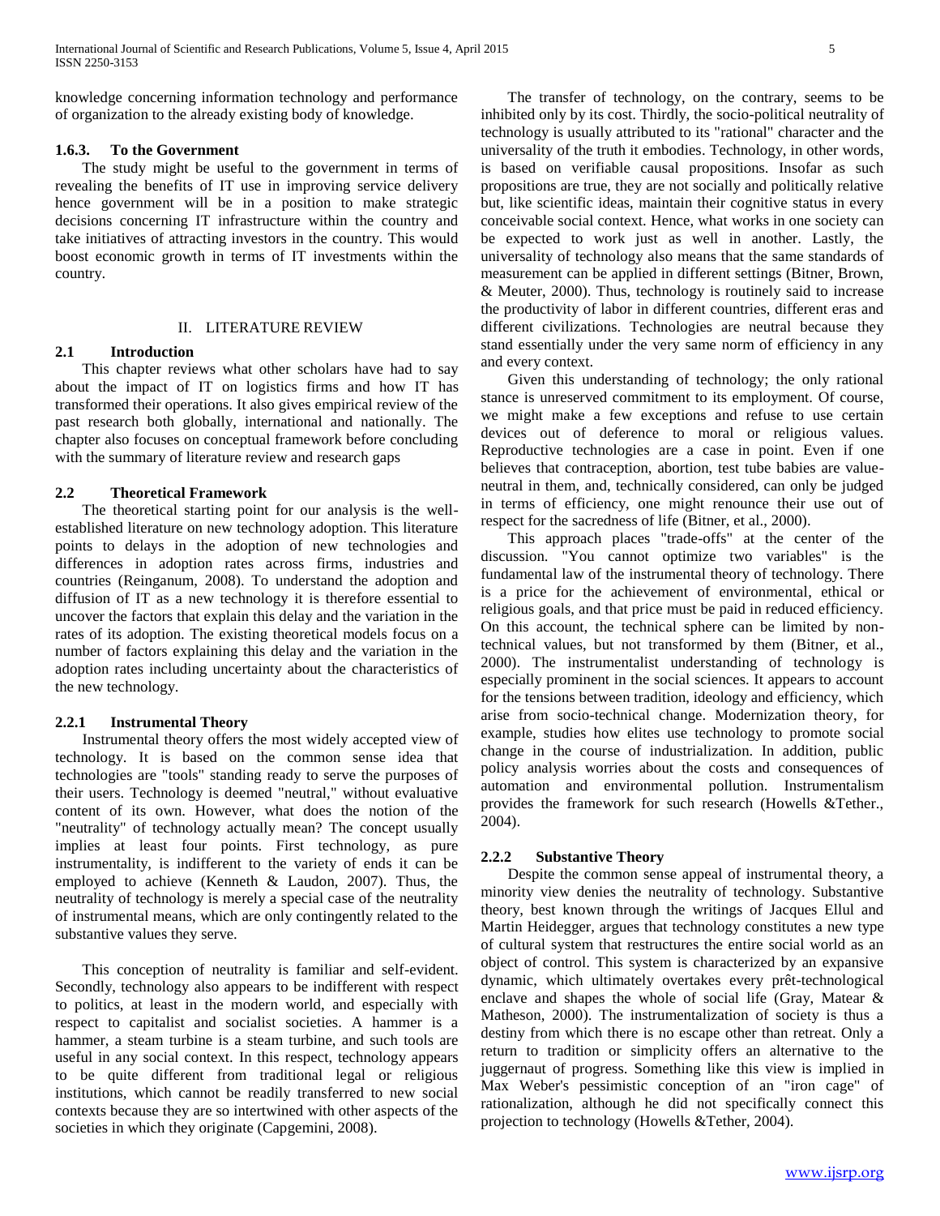knowledge concerning information technology and performance of organization to the already existing body of knowledge.

### 1.6.3. To the Government

The study might be useful to the government in terms of revealing the benefits of IT use in improving service delivery hence government will be in a position to make strategic decisions concerning IT infrastructure within the country and take initiatives of attracting investors in the country. This would boost economic growth in terms of IT investments within the country.

## II. LITERATURE REVIEW

### 2.1 Introduction

This chapter reviews what other scholars have had to say about the impact of IT on logistics firms and how IT has transformed their operations. It also gives empirical review of the past research both globally, international and nationally. The chapter also focuses on conceptual framework before concluding with the summary of literature review and research gaps

### 2.2 Theoretical Framework

The theoretical starting point for our analysis is the well-established literature on new technology adoption. This literature points to delays in the adoption of new technologies and differences in adoption rates across firms, industries and countries (Reinganum, 2008). To understand the adoption and diffusion of IT as a new technology it is therefore essential to uncover the factors that explain this delay and the variation in the rates of its adoption. The existing theoretical models focus on a number of factors explaining this delay and the variation in the adoption rates including uncertainty about the characteristics of the new technology.

### 2.2.1 Instrumental Theory

Instrumental theory offers the most widely accepted view of technology. It is based on the common sense idea that technologies are "tools" standing ready to serve the purposes of their users. Technology is deemed "neutral," without evaluative content of its own. However, what does the notion of the "neutrality" of technology actually mean? The concept usually implies at least four points. First technology, as pure instrumentality, is indifferent to the variety of ends it can be employed to achieve (Kenneth & Laudon, 2007). Thus, the neutrality of technology is merely a special case of the neutrality of instrumental means, which are only contingently related to the substantive values they serve.

This conception of neutrality is familiar and self-evident. Secondly, technology also appears to be indifferent with respect to politics, at least in the modern world, and especially with respect to capitalist and socialist societies. A hammer is a hammer, a steam turbine is a steam turbine, and such tools are useful in any social context. In this respect, technology appears to be quite different from traditional legal or religious institutions, which cannot be readily transferred to new social contexts because they are so intertwined with other aspects of the societies in which they originate (Capgemini, 2008).

The transfer of technology, on the contrary, seems to be inhibited only by its cost. Thirdly, the socio-political neutrality of technology is usually attributed to its "rational" character and the universality of the truth it embodies. Technology, in other words, is based on verifiable causal propositions. Insofar as such propositions are true, they are not socially and politically relative but, like scientific ideas, maintain their cognitive status in every conceivable social context. Hence, what works in one society can be expected to work just as well in another. Lastly, the universality of technology also means that the same standards of measurement can be applied in different settings (Bitner, Brown, & Meuter, 2000). Thus, technology is routinely said to increase the productivity of labor in different countries, different eras and different civilizations. Technologies are neutral because they stand essentially under the very same norm of efficiency in any and every context.

Given this understanding of technology; the only rational stance is unreserved commitment to its employment. Of course, we might make a few exceptions and refuse to use certain devices out of deference to moral or religious values. Reproductive technologies are a case in point. Even if one believes that contraception, abortion, test tube babies are value-neutral in them, and, technically considered, can only be judged in terms of efficiency, one might renounce their use out of respect for the sacredness of life (Bitner, et al., 2000).

This approach places "trade-offs" at the center of the discussion. "You cannot optimize two variables" is the fundamental law of the instrumental theory of technology. There is a price for the achievement of environmental, ethical or religious goals, and that price must be paid in reduced efficiency. On this account, the technical sphere can be limited by non-technical values, but not transformed by them (Bitner, et al., 2000). The instrumentalist understanding of technology is especially prominent in the social sciences. It appears to account for the tensions between tradition, ideology and efficiency, which arise from socio-technical change. Modernization theory, for example, studies how elites use technology to promote social change in the course of industrialization. In addition, public policy analysis worries about the costs and consequences of automation and environmental pollution. Instrumentalism provides the framework for such research (Howells &Tether., 2004).

### 2.2.2 Substantive Theory

Despite the common sense appeal of instrumental theory, a minority view denies the neutrality of technology. Substantive theory, best known through the writings of Jacques Ellul and Martin Heidegger, argues that technology constitutes a new type of cultural system that restructures the entire social world as an object of control. This system is characterized by an expansive dynamic, which ultimately overtakes every prêt-technological enclave and shapes the whole of social life (Gray, Matear & Matheson, 2000). The instrumentalization of society is thus a destiny from which there is no escape other than retreat. Only a return to tradition or simplicity offers an alternative to the juggernaut of progress. Something like this view is implied in Max Weber's pessimistic conception of an "iron cage" of rationalization, although he did not specifically connect this projection to technology (Howells &Tether, 2004).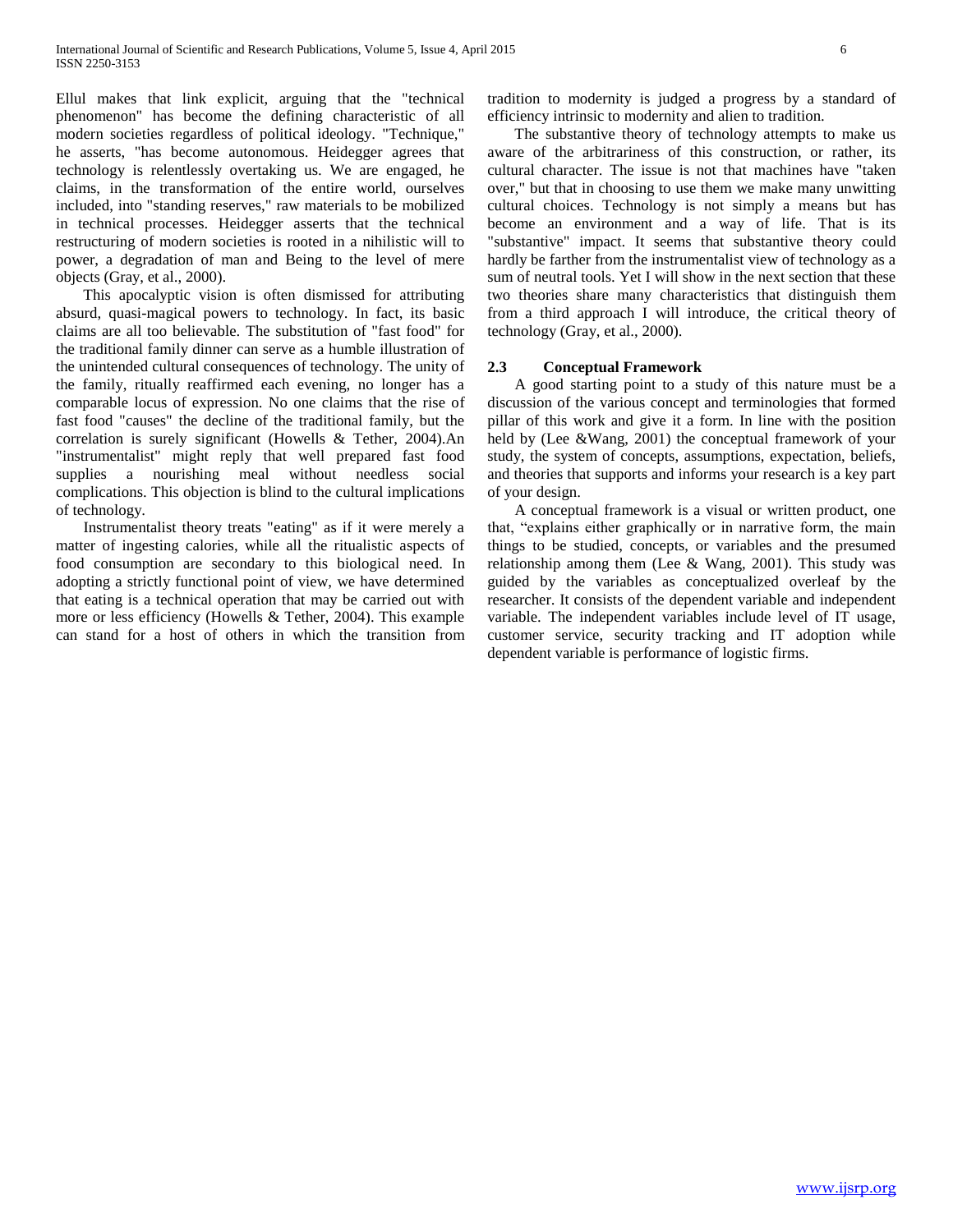Ellul makes that link explicit, arguing that the "technical phenomenon" has become the defining characteristic of all modern societies regardless of political ideology. "Technique," he asserts, "has become autonomous. Heidegger agrees that technology is relentlessly overtaking us. We are engaged, he claims, in the transformation of the entire world, ourselves included, into "standing reserves," raw materials to be mobilized in technical processes. Heidegger asserts that the technical restructuring of modern societies is rooted in a nihilistic will to power, a degradation of man and Being to the level of mere objects (Gray, et al., 2000).

This apocalyptic vision is often dismissed for attributing absurd, quasi-magical powers to technology. In fact, its basic claims are all too believable. The substitution of "fast food" for the traditional family dinner can serve as a humble illustration of the unintended cultural consequences of technology. The unity of the family, ritually reaffirmed each evening, no longer has a comparable locus of expression. No one claims that the rise of fast food "causes" the decline of the traditional family, but the correlation is surely significant (Howells & Tether, 2004).An "instrumentalist" might reply that well prepared fast food supplies a nourishing meal without needless social complications. This objection is blind to the cultural implications of technology.

Instrumentalist theory treats "eating" as if it were merely a matter of ingesting calories, while all the ritualistic aspects of food consumption are secondary to this biological need. In adopting a strictly functional point of view, we have determined that eating is a technical operation that may be carried out with more or less efficiency (Howells & Tether, 2004). This example can stand for a host of others in which the transition from tradition to modernity is judged a progress by a standard of efficiency intrinsic to modernity and alien to tradition.

The substantive theory of technology attempts to make us aware of the arbitrariness of this construction, or rather, its cultural character. The issue is not that machines have "taken over," but that in choosing to use them we make many unwitting cultural choices. Technology is not simply a means but has become an environment and a way of life. That is its "substantive" impact. It seems that substantive theory could hardly be farther from the instrumentalist view of technology as a sum of neutral tools. Yet I will show in the next section that these two theories share many characteristics that distinguish them from a third approach I will introduce, the critical theory of technology (Gray, et al., 2000).

## 2.3 Conceptual Framework

A good starting point to a study of this nature must be a discussion of the various concept and terminologies that formed pillar of this work and give it a form. In line with the position held by (Lee &Wang, 2001) the conceptual framework of your study, the system of concepts, assumptions, expectation, beliefs, and theories that supports and informs your research is a key part of your design.

A conceptual framework is a visual or written product, one that, "explains either graphically or in narrative form, the main things to be studied, concepts, or variables and the presumed relationship among them (Lee & Wang, 2001). This study was guided by the variables as conceptualized overleaf by the researcher. It consists of the dependent variable and independent variable. The independent variables include level of IT usage, customer service, security tracking and IT adoption while dependent variable is performance of logistic firms.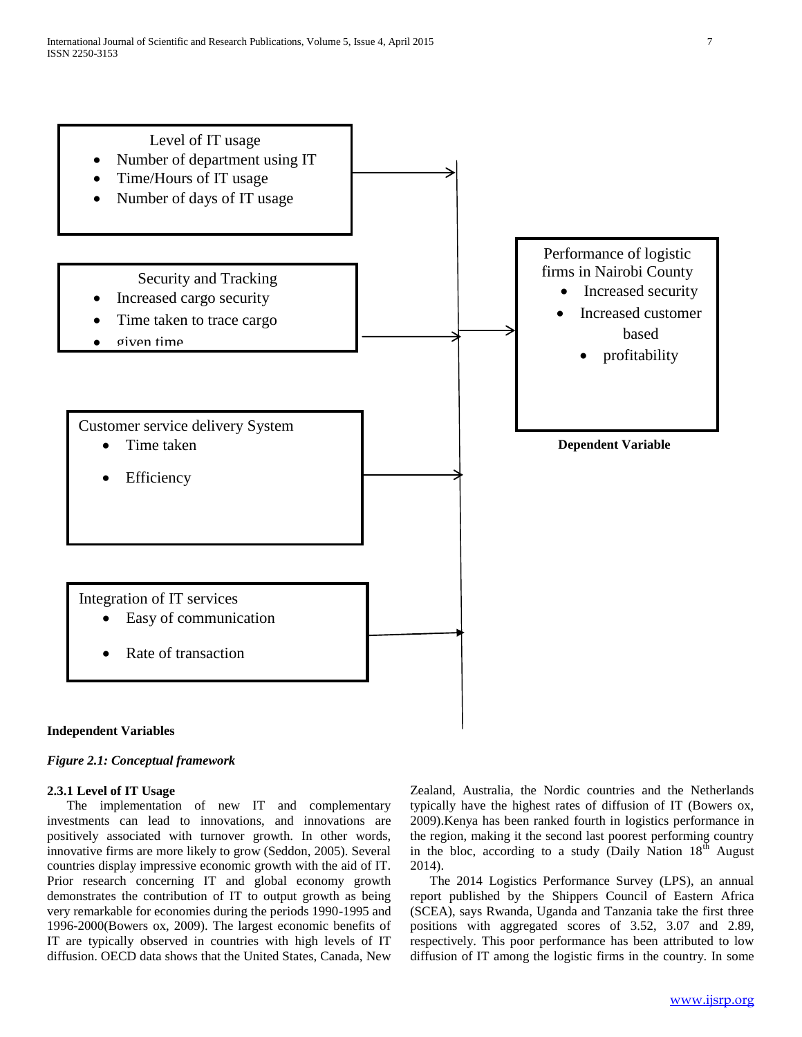Level of IT usage

- Number of department using IT
- Time/Hours of IT usage
- Number of days of IT usage

Security and Tracking

- Increased cargo security
- Time taken to trace cargo
- given time

Customer service delivery System

- Time taken
- Efficiency

Integration of IT services

- Easy of communication
- Rate of transaction

**Independent Variables**

Performance of logistic firms in Nairobi County

- Increased security
- Increased customer based
- profitability

**Dependent Variable**

*Figure 2.1: Conceptual framework*

### 2.3.1 Level of IT Usage

The implementation of new IT and complementary investments can lead to innovations, and innovations are positively associated with turnover growth. In other words, innovative firms are more likely to grow (Seddon, 2005). Several countries display impressive economic growth with the aid of IT. Prior research concerning IT and global economy growth demonstrates the contribution of IT to output growth as being very remarkable for economies during the periods 1990-1995 and 1996-2000(Bowers ox, 2009). The largest economic benefits of IT are typically observed in countries with high levels of IT diffusion. OECD data shows that the United States, Canada, New Zealand, Australia, the Nordic countries and the Netherlands typically have the highest rates of diffusion of IT (Bowers ox, 2009).Kenya has been ranked fourth in logistics performance in the region, making it the second last poorest performing country in the bloc, according to a study (Daily Nation 18th August 2014).

The 2014 Logistics Performance Survey (LPS), an annual report published by the Shippers Council of Eastern Africa (SCEA), says Rwanda, Uganda and Tanzania take the first three positions with aggregated scores of 3.52, 3.07 and 2.89, respectively. This poor performance has been attributed to low diffusion of IT among the logistic firms in the country. In some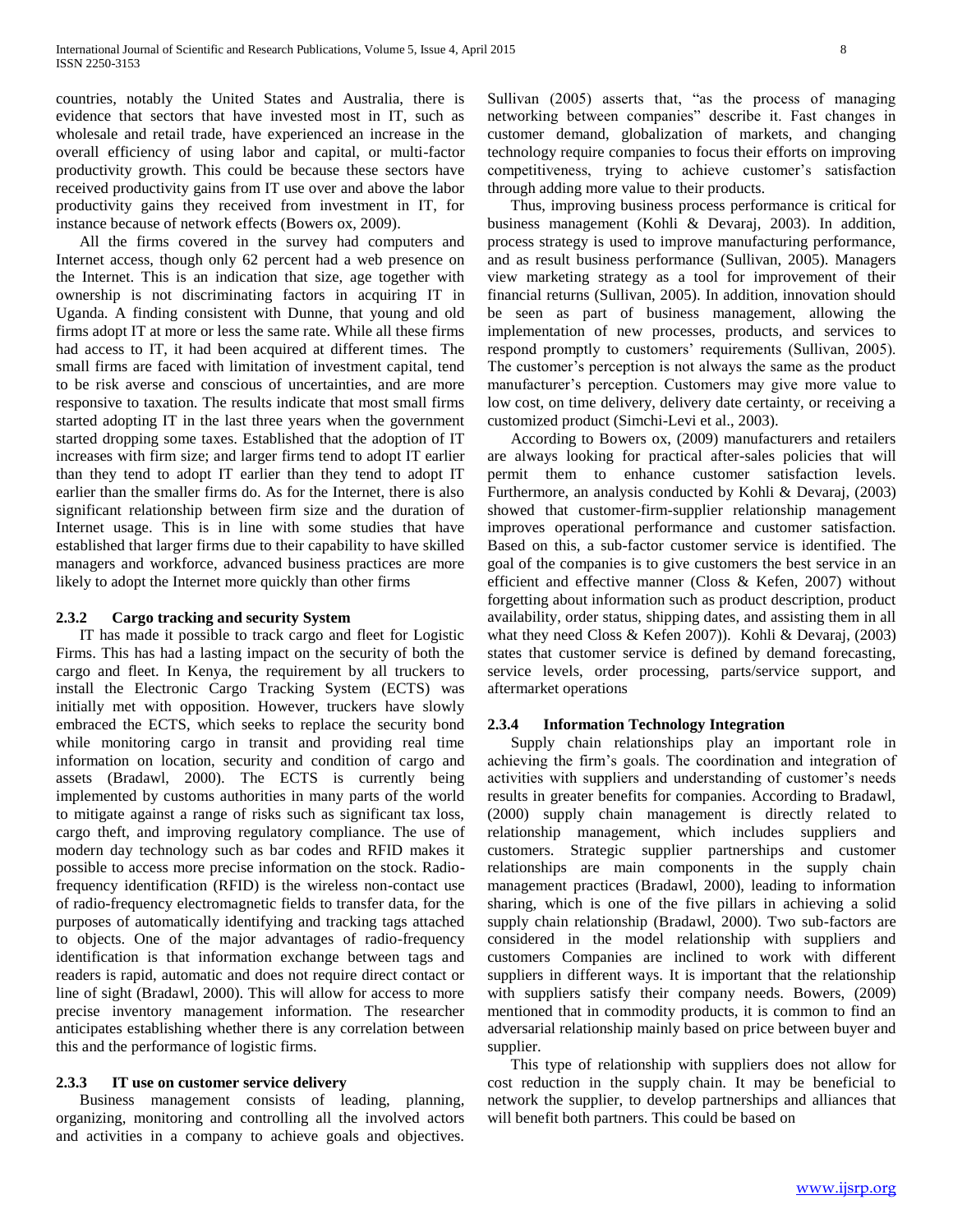countries, notably the United States and Australia, there is evidence that sectors that have invested most in IT, such as wholesale and retail trade, have experienced an increase in the overall efficiency of using labor and capital, or multi-factor productivity growth. This could be because these sectors have received productivity gains from IT use over and above the labor productivity gains they received from investment in IT, for instance because of network effects (Bowers ox, 2009).

All the firms covered in the survey had computers and Internet access, though only 62 percent had a web presence on the Internet. This is an indication that size, age together with ownership is not discriminating factors in acquiring IT in Uganda. A finding consistent with Dunne, that young and old firms adopt IT at more or less the same rate. While all these firms had access to IT, it had been acquired at different times. The small firms are faced with limitation of investment capital, tend to be risk averse and conscious of uncertainties, and are more responsive to taxation. The results indicate that most small firms started adopting IT in the last three years when the government started dropping some taxes. Established that the adoption of IT increases with firm size; and larger firms tend to adopt IT earlier than they tend to adopt IT earlier than they tend to adopt IT earlier than the smaller firms do. As for the Internet, there is also significant relationship between firm size and the duration of Internet usage. This is in line with some studies that have established that larger firms due to their capability to have skilled managers and workforce, advanced business practices are more likely to adopt the Internet more quickly than other firms

### 2.3.2 Cargo tracking and security System

IT has made it possible to track cargo and fleet for Logistic Firms. This has had a lasting impact on the security of both the cargo and fleet. In Kenya, the requirement by all truckers to install the Electronic Cargo Tracking System (ECTS) was initially met with opposition. However, truckers have slowly embraced the ECTS, which seeks to replace the security bond while monitoring cargo in transit and providing real time information on location, security and condition of cargo and assets (Bradawl, 2000). The ECTS is currently being implemented by customs authorities in many parts of the world to mitigate against a range of risks such as significant tax loss, cargo theft, and improving regulatory compliance. The use of modern day technology such as bar codes and RFID makes it possible to access more precise information on the stock. Radio-frequency identification (RFID) is the wireless non-contact use of radio-frequency electromagnetic fields to transfer data, for the purposes of automatically identifying and tracking tags attached to objects. One of the major advantages of radio-frequency identification is that information exchange between tags and readers is rapid, automatic and does not require direct contact or line of sight (Bradawl, 2000). This will allow for access to more precise inventory management information. The researcher anticipates establishing whether there is any correlation between this and the performance of logistic firms.

### 2.3.3 IT use on customer service delivery

Business management consists of leading, planning, organizing, monitoring and controlling all the involved actors and activities in a company to achieve goals and objectives. Sullivan (2005) asserts that, "as the process of managing networking between companies" describe it. Fast changes in customer demand, globalization of markets, and changing technology require companies to focus their efforts on improving competitiveness, trying to achieve customer's satisfaction through adding more value to their products.

Thus, improving business process performance is critical for business management (Kohli & Devaraj, 2003). In addition, process strategy is used to improve manufacturing performance, and as result business performance (Sullivan, 2005). Managers view marketing strategy as a tool for improvement of their financial returns (Sullivan, 2005). In addition, innovation should be seen as part of business management, allowing the implementation of new processes, products, and services to respond promptly to customers' requirements (Sullivan, 2005). The customer's perception is not always the same as the product manufacturer's perception. Customers may give more value to low cost, on time delivery, delivery date certainty, or receiving a customized product (Simchi-Levi et al., 2003).

According to Bowers ox, (2009) manufacturers and retailers are always looking for practical after-sales policies that will permit them to enhance customer satisfaction levels. Furthermore, an analysis conducted by Kohli & Devaraj, (2003) showed that customer-firm-supplier relationship management improves operational performance and customer satisfaction. Based on this, a sub-factor customer service is identified. The goal of the companies is to give customers the best service in an efficient and effective manner (Closs & Kefen, 2007) without forgetting about information such as product description, product availability, order status, shipping dates, and assisting them in all what they need Closs & Kefen 2007)). Kohli & Devaraj, (2003) states that customer service is defined by demand forecasting, service levels, order processing, parts/service support, and aftermarket operations

### 2.3.4 Information Technology Integration

Supply chain relationships play an important role in achieving the firm's goals. The coordination and integration of activities with suppliers and understanding of customer's needs results in greater benefits for companies. According to Bradawl, (2000) supply chain management is directly related to relationship management, which includes suppliers and customers. Strategic supplier partnerships and customer relationships are main components in the supply chain management practices (Bradawl, 2000), leading to information sharing, which is one of the five pillars in achieving a solid supply chain relationship (Bradawl, 2000). Two sub-factors are considered in the model relationship with suppliers and customers Companies are inclined to work with different suppliers in different ways. It is important that the relationship with suppliers satisfy their company needs. Bowers, (2009) mentioned that in commodity products, it is common to find an adversarial relationship mainly based on price between buyer and supplier.

This type of relationship with suppliers does not allow for cost reduction in the supply chain. It may be beneficial to network the supplier, to develop partnerships and alliances that will benefit both partners. This could be based on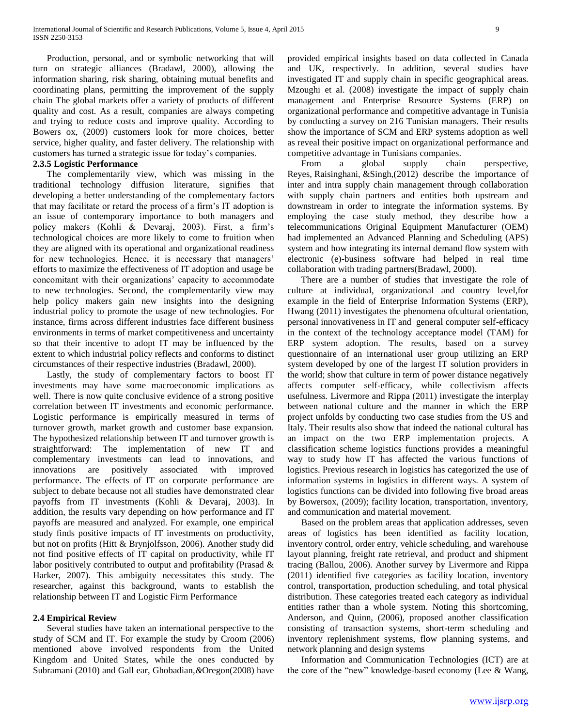Production, personal, and or symbolic networking that will turn on strategic alliances (Bradawl, 2000), allowing the information sharing, risk sharing, obtaining mutual benefits and coordinating plans, permitting the improvement of the supply chain The global markets offer a variety of products of different quality and cost. As a result, companies are always competing and trying to reduce costs and improve quality. According to Bowers ox, (2009) customers look for more choices, better service, higher quality, and faster delivery. The relationship with customers has turned a strategic issue for today's companies.

### 2.3.5 Logistic Performance

The complementarily view, which was missing in the traditional technology diffusion literature, signifies that developing a better understanding of the complementary factors that may facilitate or retard the process of a firm's IT adoption is an issue of contemporary importance to both managers and policy makers (Kohli & Devaraj, 2003). First, a firm's technological choices are more likely to come to fruition when they are aligned with its operational and organizational readiness for new technologies. Hence, it is necessary that managers' efforts to maximize the effectiveness of IT adoption and usage be concomitant with their organizations' capacity to accommodate to new technologies. Second, the complementarily view may help policy makers gain new insights into the designing industrial policy to promote the usage of new technologies. For instance, firms across different industries face different business environments in terms of market competitiveness and uncertainty so that their incentive to adopt IT may be influenced by the extent to which industrial policy reflects and conforms to distinct circumstances of their respective industries (Bradawl, 2000).

Lastly, the study of complementary factors to boost IT investments may have some macroeconomic implications as well. There is now quite conclusive evidence of a strong positive correlation between IT investments and economic performance. Logistic performance is empirically measured in terms of turnover growth, market growth and customer base expansion. The hypothesized relationship between IT and turnover growth is straightforward: The implementation of new IT and complementary investments can lead to innovations, and innovations are positively associated with improved performance. The effects of IT on corporate performance are subject to debate because not all studies have demonstrated clear payoffs from IT investments (Kohli & Devaraj, 2003). In addition, the results vary depending on how performance and IT payoffs are measured and analyzed. For example, one empirical study finds positive impacts of IT investments on productivity, but not on profits (Hitt & Brynjolfsson, 2006). Another study did not find positive effects of IT capital on productivity, while IT labor positively contributed to output and profitability (Prasad & Harker, 2007). This ambiguity necessitates this study. The researcher, against this background, wants to establish the relationship between IT and Logistic Firm Performance

## 2.4 Empirical Review

Several studies have taken an international perspective to the study of SCM and IT. For example the study by Croom (2006) mentioned above involved respondents from the United Kingdom and United States, while the ones conducted by Subramani (2010) and Gall ear, Ghobadian,*&*Oregon(2008) have provided empirical insights based on data collected in Canada and UK, respectively. In addition, several studies have investigated IT and supply chain in specific geographical areas. Mzoughi et al. (2008) investigate the impact of supply chain management and Enterprise Resource Systems (ERP) on organizational performance and competitive advantage in Tunisia by conducting a survey on 216 Tunisian managers. Their results show the importance of SCM and ERP systems adoption as well as reveal their positive impact on organizational performance and competitive advantage in Tunisians companies.

From a global supply chain perspective, Reyes, Raisinghani, &Singh,(2012) describe the importance of inter and intra supply chain management through collaboration with supply chain partners and entities both upstream and downstream in order to integrate the information systems. By employing the case study method, they describe how a telecommunications Original Equipment Manufacturer (OEM) had implemented an Advanced Planning and Scheduling (APS) system and how integrating its internal demand flow system with electronic (e)-business software had helped in real time collaboration with trading partners(Bradawl, 2000).

There are a number of studies that investigate the role of culture at individual, organizational and country level,for example in the field of Enterprise Information Systems (ERP), Hwang (2011) investigates the phenomena ofcultural orientation, personal innovativeness in IT and general computer self-efficacy in the context of the technology acceptance model (TAM) for ERP system adoption. The results, based on a survey questionnaire of an international user group utilizing an ERP system developed by one of the largest IT solution providers in the world; show that culture in term of power distance negatively affects computer self-efficacy, while collectivism affects usefulness. Livermore and Rippa (2011) investigate the interplay between national culture and the manner in which the ERP project unfolds by conducting two case studies from the US and Italy. Their results also show that indeed the national cultural has an impact on the two ERP implementation projects. A classification scheme logistics functions provides a meaningful way to study how IT has affected the various functions of logistics. Previous research in logistics has categorized the use of information systems in logistics in different ways. A system of logistics functions can be divided into following five broad areas by Bowersox, (2009); facility location, transportation, inventory, and communication and material movement.

Based on the problem areas that application addresses, seven areas of logistics has been identified as facility location, inventory control, order entry, vehicle scheduling, and warehouse layout planning, freight rate retrieval, and product and shipment tracing (Ballou, 2006). Another survey by Livermore and Rippa (2011) identified five categories as facility location, inventory control, transportation, production scheduling, and total physical distribution. These categories treated each category as individual entities rather than a whole system. Noting this shortcoming, Anderson, and Quinn, (2006), proposed another classification consisting of transaction systems, short-term scheduling and inventory replenishment systems, flow planning systems, and network planning and design systems

Information and Communication Technologies (ICT) are at the core of the "new" knowledge-based economy (Lee & Wang,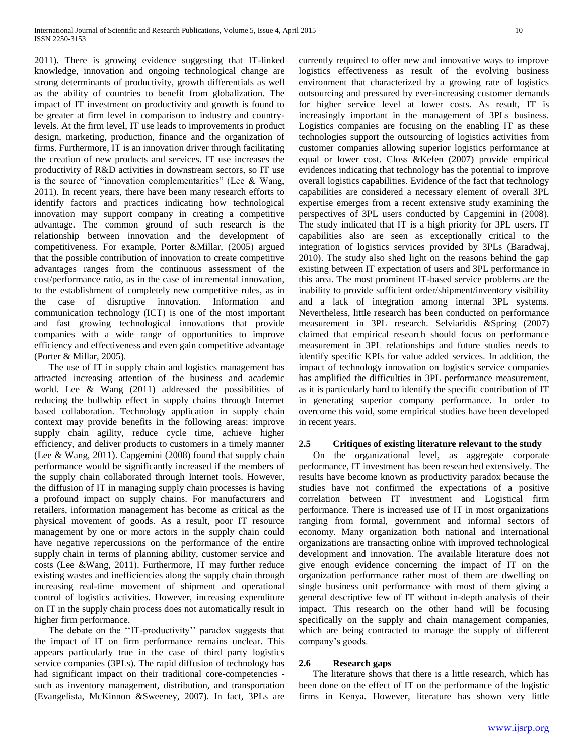2011). There is growing evidence suggesting that IT-linked knowledge, innovation and ongoing technological change are strong determinants of productivity, growth differentials as well as the ability of countries to benefit from globalization. The impact of IT investment on productivity and growth is found to be greater at firm level in comparison to industry and country-levels. At the firm level, IT use leads to improvements in product design, marketing, production, finance and the organization of firms. Furthermore, IT is an innovation driver through facilitating the creation of new products and services. IT use increases the productivity of R&D activities in downstream sectors, so IT use is the source of "innovation complementarities" (Lee & Wang, 2011). In recent years, there have been many research efforts to identify factors and practices indicating how technological innovation may support company in creating a competitive advantage. The common ground of such research is the relationship between innovation and the development of competitiveness. For example, Porter &Millar, (2005) argued that the possible contribution of innovation to create competitive advantages ranges from the continuous assessment of the cost/performance ratio, as in the case of incremental innovation, to the establishment of completely new competitive rules, as in the case of disruptive innovation. Information and communication technology (ICT) is one of the most important and fast growing technological innovations that provide companies with a wide range of opportunities to improve efficiency and effectiveness and even gain competitive advantage (Porter & Millar, 2005).

The use of IT in supply chain and logistics management has attracted increasing attention of the business and academic world. Lee & Wang (2011) addressed the possibilities of reducing the bullwhip effect in supply chains through Internet based collaboration. Technology application in supply chain context may provide benefits in the following areas: improve supply chain agility, reduce cycle time, achieve higher efficiency, and deliver products to customers in a timely manner (Lee & Wang, 2011). Capgemini (2008) found that supply chain performance would be significantly increased if the members of the supply chain collaborated through Internet tools. However, the diffusion of IT in managing supply chain processes is having a profound impact on supply chains. For manufacturers and retailers, information management has become as critical as the physical movement of goods. As a result, poor IT resource management by one or more actors in the supply chain could have negative repercussions on the performance of the entire supply chain in terms of planning ability, customer service and costs (Lee &Wang, 2011). Furthermore, IT may further reduce existing wastes and inefficiencies along the supply chain through increasing real-time movement of shipment and operational control of logistics activities. However, increasing expenditure on IT in the supply chain process does not automatically result in higher firm performance.

The debate on the ''IT-productivity'' paradox suggests that the impact of IT on firm performance remains unclear. This appears particularly true in the case of third party logistics service companies (3PLs). The rapid diffusion of technology has had significant impact on their traditional core-competencies - such as inventory management, distribution, and transportation (Evangelista, McKinnon &Sweeney, 2007). In fact, 3PLs are currently required to offer new and innovative ways to improve logistics effectiveness as result of the evolving business environment that characterized by a growing rate of logistics outsourcing and pressured by ever-increasing customer demands for higher service level at lower costs. As result, IT is increasingly important in the management of 3PLs business. Logistics companies are focusing on the enabling IT as these technologies support the outsourcing of logistics activities from customer companies allowing superior logistics performance at equal or lower cost. Closs &Kefen (2007) provide empirical evidences indicating that technology has the potential to improve overall logistics capabilities. Evidence of the fact that technology capabilities are considered a necessary element of overall 3PL expertise emerges from a recent extensive study examining the perspectives of 3PL users conducted by Capgemini in (2008). The study indicated that IT is a high priority for 3PL users. IT capabilities also are seen as exceptionally critical to the integration of logistics services provided by 3PLs (Baradwaj, 2010). The study also shed light on the reasons behind the gap existing between IT expectation of users and 3PL performance in this area. The most prominent IT-based service problems are the inability to provide sufficient order/shipment/inventory visibility and a lack of integration among internal 3PL systems. Nevertheless, little research has been conducted on performance measurement in 3PL research. Selviaridis &Spring (2007) claimed that empirical research should focus on performance measurement in 3PL relationships and future studies needs to identify specific KPIs for value added services. In addition, the impact of technology innovation on logistics service companies has amplified the difficulties in 3PL performance measurement, as it is particularly hard to identify the specific contribution of IT in generating superior company performance. In order to overcome this void, some empirical studies have been developed in recent years.

## 2.5 Critiques of existing literature relevant to the study

On the organizational level, as aggregate corporate performance, IT investment has been researched extensively. The results have become known as productivity paradox because the studies have not confirmed the expectations of a positive correlation between IT investment and Logistical firm performance. There is increased use of IT in most organizations ranging from formal, government and informal sectors of economy. Many organization both national and international organizations are transacting online with improved technological development and innovation. The available literature does not give enough evidence concerning the impact of IT on the organization performance rather most of them are dwelling on single business unit performance with most of them giving a general descriptive few of IT without in-depth analysis of their impact. This research on the other hand will be focusing specifically on the supply and chain management companies, which are being contracted to manage the supply of different company's goods.

## 2.6 Research gaps

The literature shows that there is a little research, which has been done on the effect of IT on the performance of the logistic firms in Kenya. However, literature has shown very little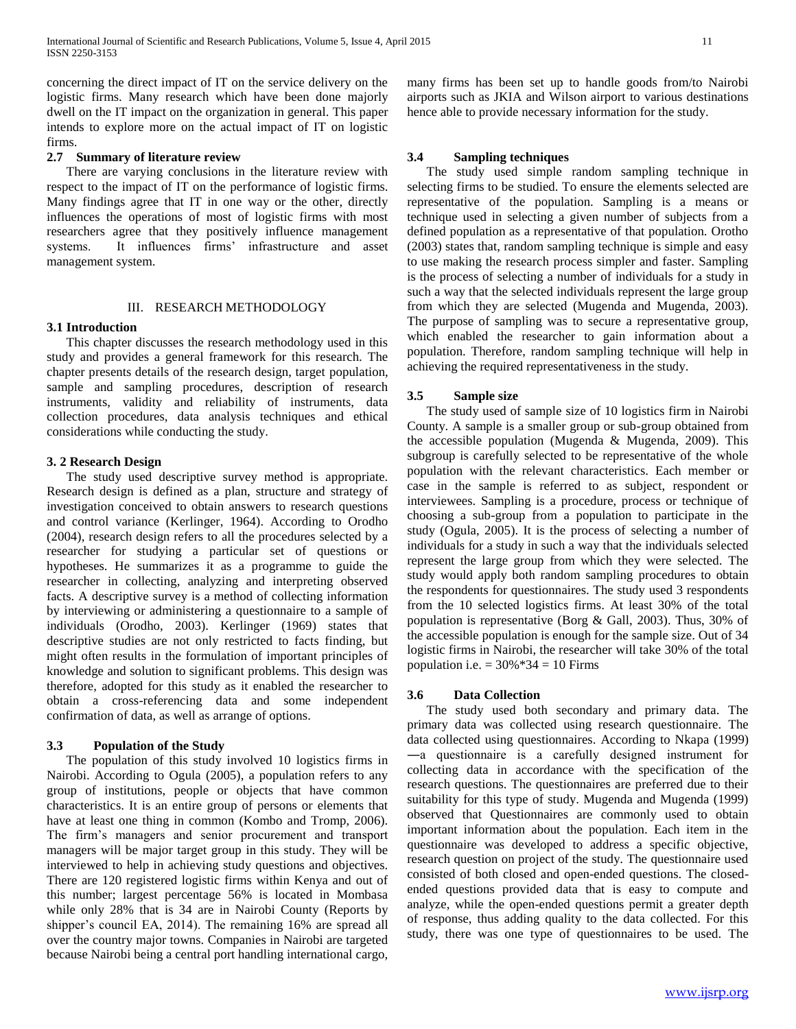concerning the direct impact of IT on the service delivery on the logistic firms. Many research which have been done majorly dwell on the IT impact on the organization in general. This paper intends to explore more on the actual impact of IT on logistic firms.

### 2.7 Summary of literature review

There are varying conclusions in the literature review with respect to the impact of IT on the performance of logistic firms. Many findings agree that IT in one way or the other, directly influences the operations of most of logistic firms with most researchers agree that they positively influence management systems. It influences firms' infrastructure and asset management system.

## III. RESEARCH METHODOLOGY

### 3.1 Introduction

This chapter discusses the research methodology used in this study and provides a general framework for this research. The chapter presents details of the research design, target population, sample and sampling procedures, description of research instruments, validity and reliability of instruments, data collection procedures, data analysis techniques and ethical considerations while conducting the study.

### 3. 2 Research Design

The study used descriptive survey method is appropriate. Research design is defined as a plan, structure and strategy of investigation conceived to obtain answers to research questions and control variance (Kerlinger, 1964). According to Orodho (2004), research design refers to all the procedures selected by a researcher for studying a particular set of questions or hypotheses. He summarizes it as a programme to guide the researcher in collecting, analyzing and interpreting observed facts. A descriptive survey is a method of collecting information by interviewing or administering a questionnaire to a sample of individuals (Orodho, 2003). Kerlinger (1969) states that descriptive studies are not only restricted to facts finding, but might often results in the formulation of important principles of knowledge and solution to significant problems. This design was therefore, adopted for this study as it enabled the researcher to obtain a cross-referencing data and some independent confirmation of data, as well as arrange of options.

### 3.3 Population of the Study

The population of this study involved 10 logistics firms in Nairobi. According to Ogula (2005), a population refers to any group of institutions, people or objects that have common characteristics. It is an entire group of persons or elements that have at least one thing in common (Kombo and Tromp, 2006). The firm's managers and senior procurement and transport managers will be major target group in this study. They will be interviewed to help in achieving study questions and objectives. There are 120 registered logistic firms within Kenya and out of this number; largest percentage 56% is located in Mombasa while only 28% that is 34 are in Nairobi County (Reports by shipper's council EA, 2014). The remaining 16% are spread all over the country major towns. Companies in Nairobi are targeted because Nairobi being a central port handling international cargo, many firms has been set up to handle goods from/to Nairobi airports such as JKIA and Wilson airport to various destinations hence able to provide necessary information for the study.

### 3.4 Sampling techniques

The study used simple random sampling technique in selecting firms to be studied. To ensure the elements selected are representative of the population. Sampling is a means or technique used in selecting a given number of subjects from a defined population as a representative of that population. Orotho (2003) states that, random sampling technique is simple and easy to use making the research process simpler and faster. Sampling is the process of selecting a number of individuals for a study in such a way that the selected individuals represent the large group from which they are selected (Mugenda and Mugenda, 2003). The purpose of sampling was to secure a representative group, which enabled the researcher to gain information about a population. Therefore, random sampling technique will help in achieving the required representativeness in the study.

### 3.5 Sample size

The study used of sample size of 10 logistics firm in Nairobi County. A sample is a smaller group or sub-group obtained from the accessible population (Mugenda & Mugenda, 2009). This subgroup is carefully selected to be representative of the whole population with the relevant characteristics. Each member or case in the sample is referred to as subject, respondent or interviewees. Sampling is a procedure, process or technique of choosing a sub-group from a population to participate in the study (Ogula, 2005). It is the process of selecting a number of individuals for a study in such a way that the individuals selected represent the large group from which they were selected. The study would apply both random sampling procedures to obtain the respondents for questionnaires. The study used 3 respondents from the 10 selected logistics firms. At least 30% of the total population is representative (Borg & Gall, 2003). Thus, 30% of the accessible population is enough for the sample size. Out of 34 logistic firms in Nairobi, the researcher will take 30% of the total population i.e. = 30%*34 = 10 Firms

### 3.6 Data Collection

The study used both secondary and primary data. The primary data was collected using research questionnaire. The data collected using questionnaires. According to Nkapa (1999) ―a questionnaire is a carefully designed instrument for collecting data in accordance with the specification of the research questions. The questionnaires are preferred due to their suitability for this type of study. Mugenda and Mugenda (1999) observed that Questionnaires are commonly used to obtain important information about the population. Each item in the questionnaire was developed to address a specific objective, research question on project of the study. The questionnaire used consisted of both closed and open-ended questions. The closed-ended questions provided data that is easy to compute and analyze, while the open-ended questions permit a greater depth of response, thus adding quality to the data collected. For this study, there was one type of questionnaires to be used. The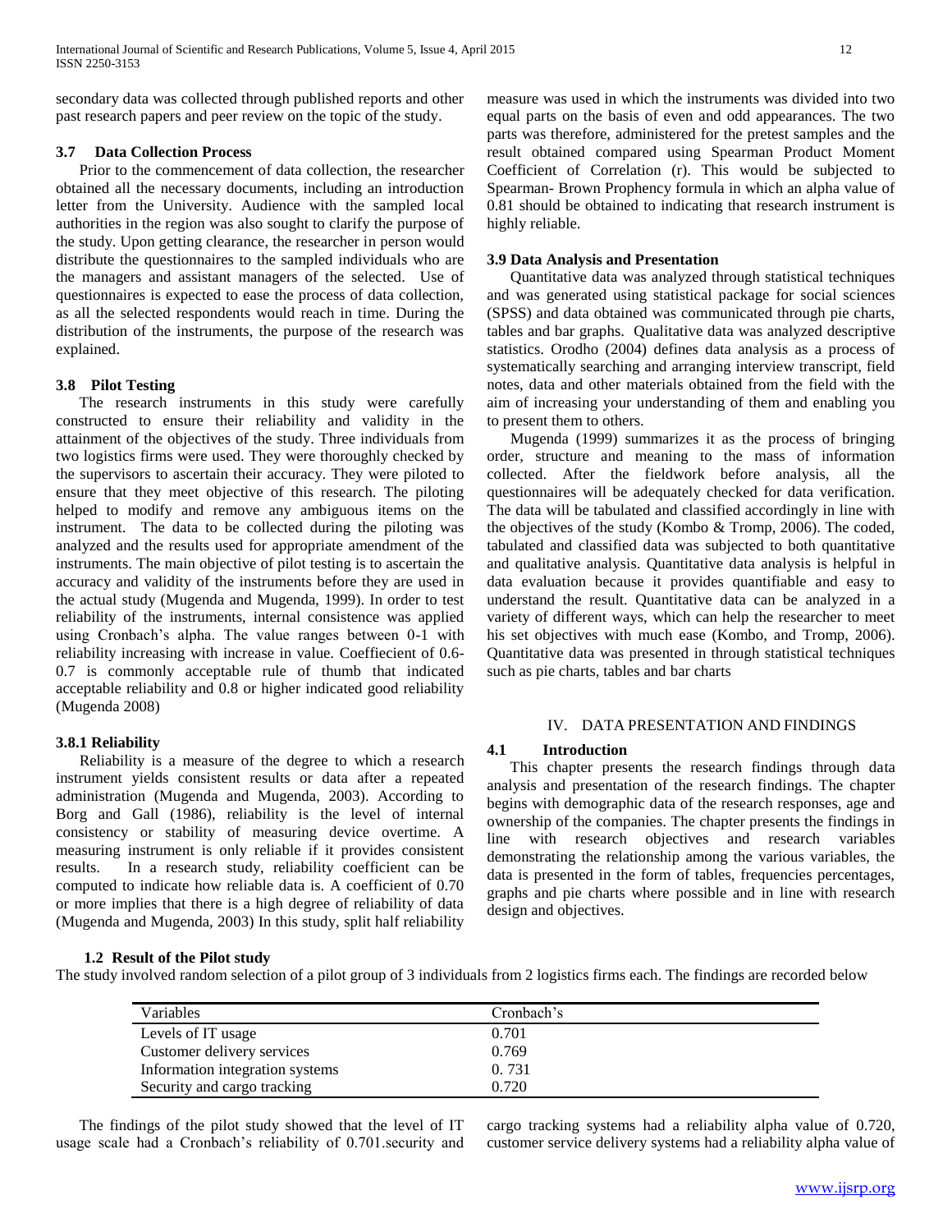secondary data was collected through published reports and other past research papers and peer review on the topic of the study.

### 3.7 Data Collection Process

Prior to the commencement of data collection, the researcher obtained all the necessary documents, including an introduction letter from the University. Audience with the sampled local authorities in the region was also sought to clarify the purpose of the study. Upon getting clearance, the researcher in person would distribute the questionnaires to the sampled individuals who are the managers and assistant managers of the selected. Use of questionnaires is expected to ease the process of data collection, as all the selected respondents would reach in time. During the distribution of the instruments, the purpose of the research was explained.

### 3.8 Pilot Testing

The research instruments in this study were carefully constructed to ensure their reliability and validity in the attainment of the objectives of the study. Three individuals from two logistics firms were used. They were thoroughly checked by the supervisors to ascertain their accuracy. They were piloted to ensure that they meet objective of this research. The piloting helped to modify and remove any ambiguous items on the instrument. The data to be collected during the piloting was analyzed and the results used for appropriate amendment of the instruments. The main objective of pilot testing is to ascertain the accuracy and validity of the instruments before they are used in the actual study (Mugenda and Mugenda, 1999). In order to test reliability of the instruments, internal consistence was applied using Cronbach's alpha. The value ranges between 0-1 with reliability increasing with increase in value. Coeffiecient of 0.6-0.7 is commonly acceptable rule of thumb that indicated acceptable reliability and 0.8 or higher indicated good reliability (Mugenda 2008)

#### 3.8.1 Reliability

Reliability is a measure of the degree to which a research instrument yields consistent results or data after a repeated administration (Mugenda and Mugenda, 2003). According to Borg and Gall (1986), reliability is the level of internal consistency or stability of measuring device overtime. A measuring instrument is only reliable if it provides consistent results. In a research study, reliability coefficient can be computed to indicate how reliable data is. A coefficient of 0.70 or more implies that there is a high degree of reliability of data (Mugenda and Mugenda, 2003) In this study, split half reliability measure was used in which the instruments was divided into two equal parts on the basis of even and odd appearances. The two parts was therefore, administered for the pretest samples and the result obtained compared using Spearman Product Moment Coefficient of Correlation (r). This would be subjected to Spearman- Brown Prophency formula in which an alpha value of 0.81 should be obtained to indicating that research instrument is highly reliable.

### 3.9 Data Analysis and Presentation

Quantitative data was analyzed through statistical techniques and was generated using statistical package for social sciences (SPSS) and data obtained was communicated through pie charts, tables and bar graphs. Qualitative data was analyzed descriptive statistics. Orodho (2004) defines data analysis as a process of systematically searching and arranging interview transcript, field notes, data and other materials obtained from the field with the aim of increasing your understanding of them and enabling you to present them to others.

Mugenda (1999) summarizes it as the process of bringing order, structure and meaning to the mass of information collected. After the fieldwork before analysis, all the questionnaires will be adequately checked for data verification. The data will be tabulated and classified accordingly in line with the objectives of the study (Kombo & Tromp, 2006). The coded, tabulated and classified data was subjected to both quantitative and qualitative analysis. Quantitative data analysis is helpful in data evaluation because it provides quantifiable and easy to understand the result. Quantitative data can be analyzed in a variety of different ways, which can help the researcher to meet his set objectives with much ease (Kombo, and Tromp, 2006). Quantitative data was presented in through statistical techniques such as pie charts, tables and bar charts

## IV. DATA PRESENTATION AND FINDINGS

### 4.1 Introduction

This chapter presents the research findings through data analysis and presentation of the research findings. The chapter begins with demographic data of the research responses, age and ownership of the companies. The chapter presents the findings in line with research objectives and research variables demonstrating the relationship among the various variables, the data is presented in the form of tables, frequencies percentages, graphs and pie charts where possible and in line with research design and objectives.

### 1.2 Result of the Pilot study

The study involved random selection of a pilot group of 3 individuals from 2 logistics firms each. The findings are recorded below

| Variables | Cronbach's |
|---|---|
| Levels of IT usage | 0.701 |
| Customer delivery services | 0.769 |
| Information integration systems | 0. 731 |
| Security and cargo tracking | 0.720 |

The findings of the pilot study showed that the level of IT usage scale had a Cronbach's reliability of 0.701.security and cargo tracking systems had a reliability alpha value of 0.720, customer service delivery systems had a reliability alpha value of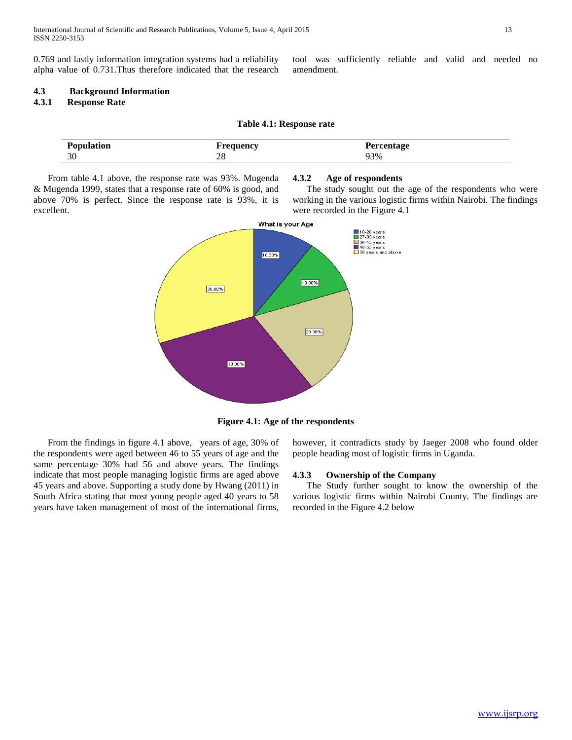0.769 and lastly information integration systems had a reliability alpha value of 0.731.Thus therefore indicated that the research tool was sufficiently reliable and valid and needed no amendment.

### 4.3 Background Information

#### 4.3.1 Response Rate

**Table 4.1: Response rate**

| Population | Frequency | Percentage |
|---|---|---|
| 30 | 28 | 93% |

From table 4.1 above, the response rate was 93%. Mugenda & Mugenda 1999, states that a response rate of 60% is good, and above 70% is perfect. Since the response rate is 93%, it is excellent.

#### 4.3.2 Age of respondents

The study sought out the age of the respondents who were working in the various logistic firms within Nairobi. The findings were recorded in the Figure 4.1

**Figure 4.1: Age of the respondents**

From the findings in figure 4.1 above, years of age, 30% of the respondents were aged between 46 to 55 years of age and the same percentage 30% had 56 and above years. The findings indicate that most people managing logistic firms are aged above 45 years and above. Supporting a study done by Hwang (2011) in South Africa stating that most young people aged 40 years to 58 years have taken management of most of the international firms, however, it contradicts study by Jaeger 2008 who found older people heading most of logistic firms in Uganda.

#### 4.3.3 Ownership of the Company

The Study further sought to know the ownership of the various logistic firms within Nairobi County. The findings are recorded in the Figure 4.2 below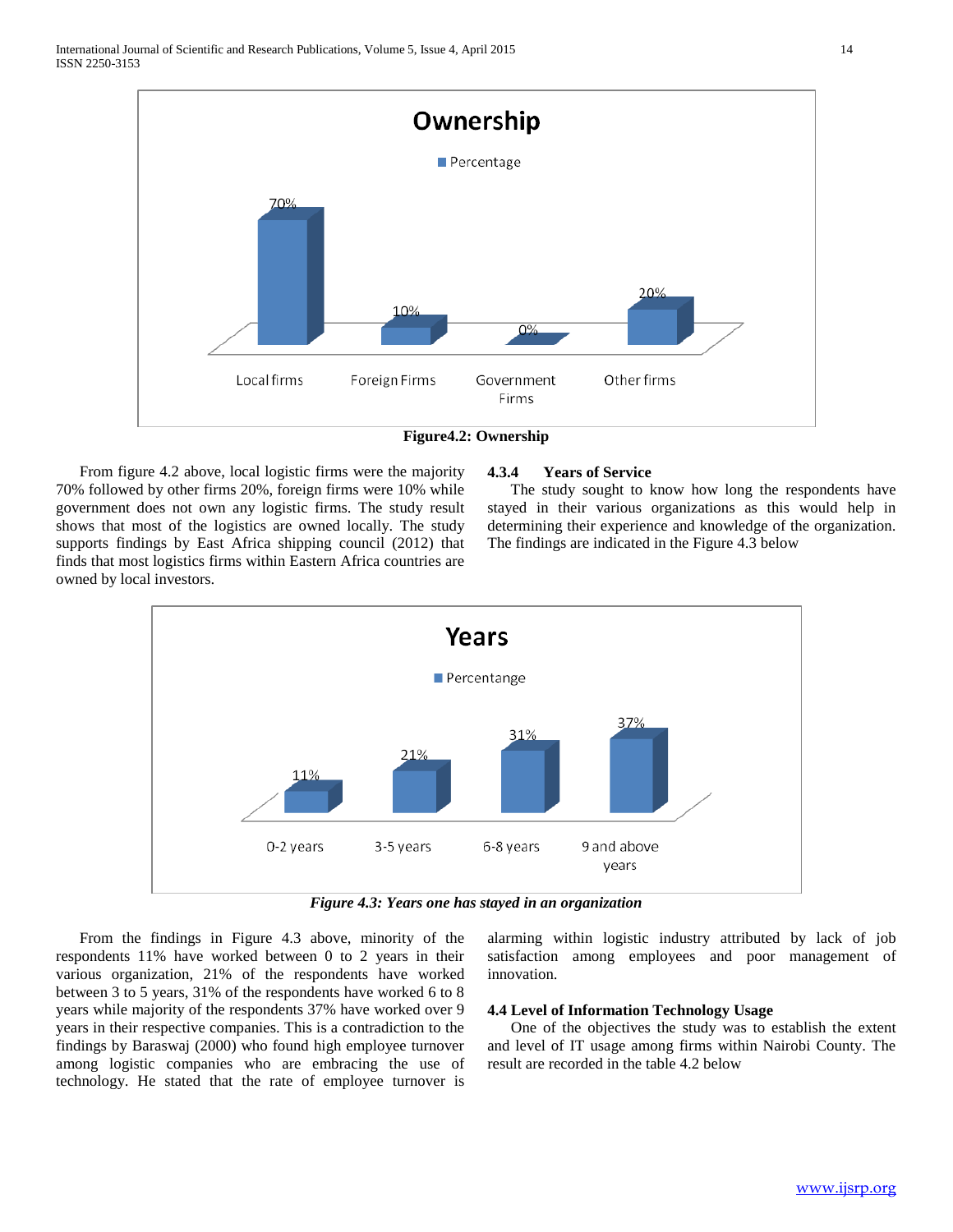Figure4.2: Ownership

From figure 4.2 above, local logistic firms were the majority 70% followed by other firms 20%, foreign firms were 10% while government does not own any logistic firms. The study result shows that most of the logistics are owned locally. The study supports findings by East Africa shipping council (2012) that finds that most logistics firms within Eastern Africa countries are owned by local investors.

### 4.3.4 Years of Service

The study sought to know how long the respondents have stayed in their various organizations as this would help in determining their experience and knowledge of the organization. The findings are indicated in the Figure 4.3 below

*Figure 4.3: Years one has stayed in an organization*

From the findings in Figure 4.3 above, minority of the respondents 11% have worked between 0 to 2 years in their various organization, 21% of the respondents have worked between 3 to 5 years, 31% of the respondents have worked 6 to 8 years while majority of the respondents 37% have worked over 9 years in their respective companies. This is a contradiction to the findings by Baraswaj (2000) who found high employee turnover among logistic companies who are embracing the use of technology. He stated that the rate of employee turnover is alarming within logistic industry attributed by lack of job satisfaction among employees and poor management of innovation.

## 4.4 Level of Information Technology Usage

One of the objectives the study was to establish the extent and level of IT usage among firms within Nairobi County. The result are recorded in the table 4.2 below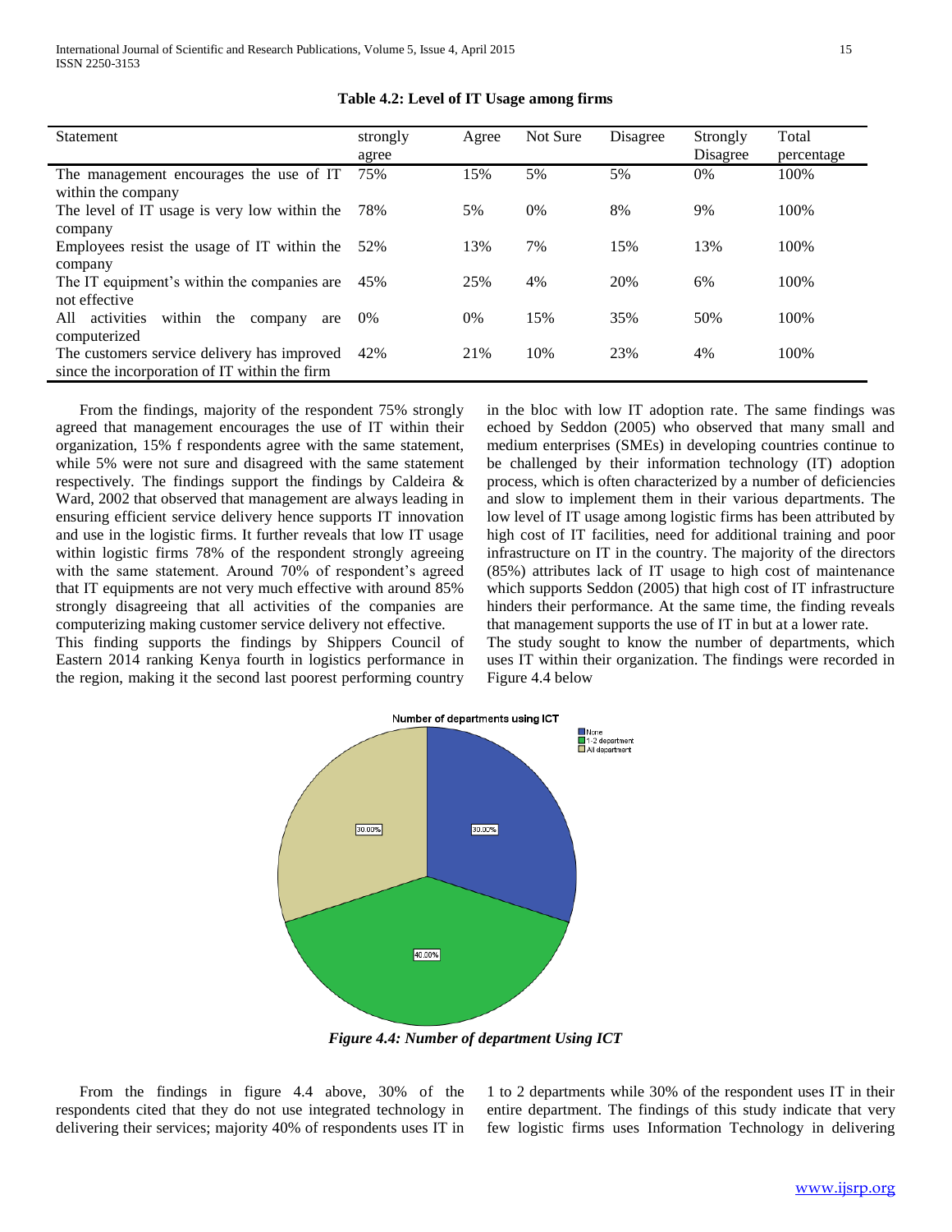**Table 4.2: Level of IT Usage among firms**

| Statement | strongly agree | Agree | Not Sure | Disagree | Strongly Disagree | Total percentage |
|---|---|---|---|---|---|---|
| The management encourages the use of IT within the company | 75% | 15% | 5% | 5% | 0% | 100% |
| The level of IT usage is very low within the company | 78% | 5% | 0% | 8% | 9% | 100% |
| Employees resist the usage of IT within the company | 52% | 13% | 7% | 15% | 13% | 100% |
| The IT equipment's within the companies are not effective | 45% | 25% | 4% | 20% | 6% | 100% |
| All activities within the company are computerized | 0% | 0% | 15% | 35% | 50% | 100% |
| The customers service delivery has improved since the incorporation of IT within the firm | 42% | 21% | 10% | 23% | 4% | 100% |

From the findings, majority of the respondent 75% strongly agreed that management encourages the use of IT within their organization, 15% f respondents agree with the same statement, while 5% were not sure and disagreed with the same statement respectively. The findings support the findings by Caldeira & Ward, 2002 that observed that management are always leading in ensuring efficient service delivery hence supports IT innovation and use in the logistic firms. It further reveals that low IT usage within logistic firms 78% of the respondent strongly agreeing with the same statement. Around 70% of respondent's agreed that IT equipments are not very much effective with around 85% strongly disagreeing that all activities of the companies are computerizing making customer service delivery not effective.
This finding supports the findings by Shippers Council of Eastern 2014 ranking Kenya fourth in logistics performance in the region, making it the second last poorest performing country in the bloc with low IT adoption rate. The same findings was echoed by Seddon (2005) who observed that many small and medium enterprises (SMEs) in developing countries continue to be challenged by their information technology (IT) adoption process, which is often characterized by a number of deficiencies and slow to implement them in their various departments. The low level of IT usage among logistic firms has been attributed by high cost of IT facilities, need for additional training and poor infrastructure on IT in the country. The majority of the directors (85%) attributes lack of IT usage to high cost of maintenance which supports Seddon (2005) that high cost of IT infrastructure hinders their performance. At the same time, the finding reveals that management supports the use of IT in but at a lower rate.
The study sought to know the number of departments, which uses IT within their organization. The findings were recorded in Figure 4.4 below

*Figure 4.4: Number of department Using ICT*

From the findings in figure 4.4 above, 30% of the respondents cited that they do not use integrated technology in delivering their services; majority 40% of respondents uses IT in 1 to 2 departments while 30% of the respondent uses IT in their entire department. The findings of this study indicate that very few logistic firms uses Information Technology in delivering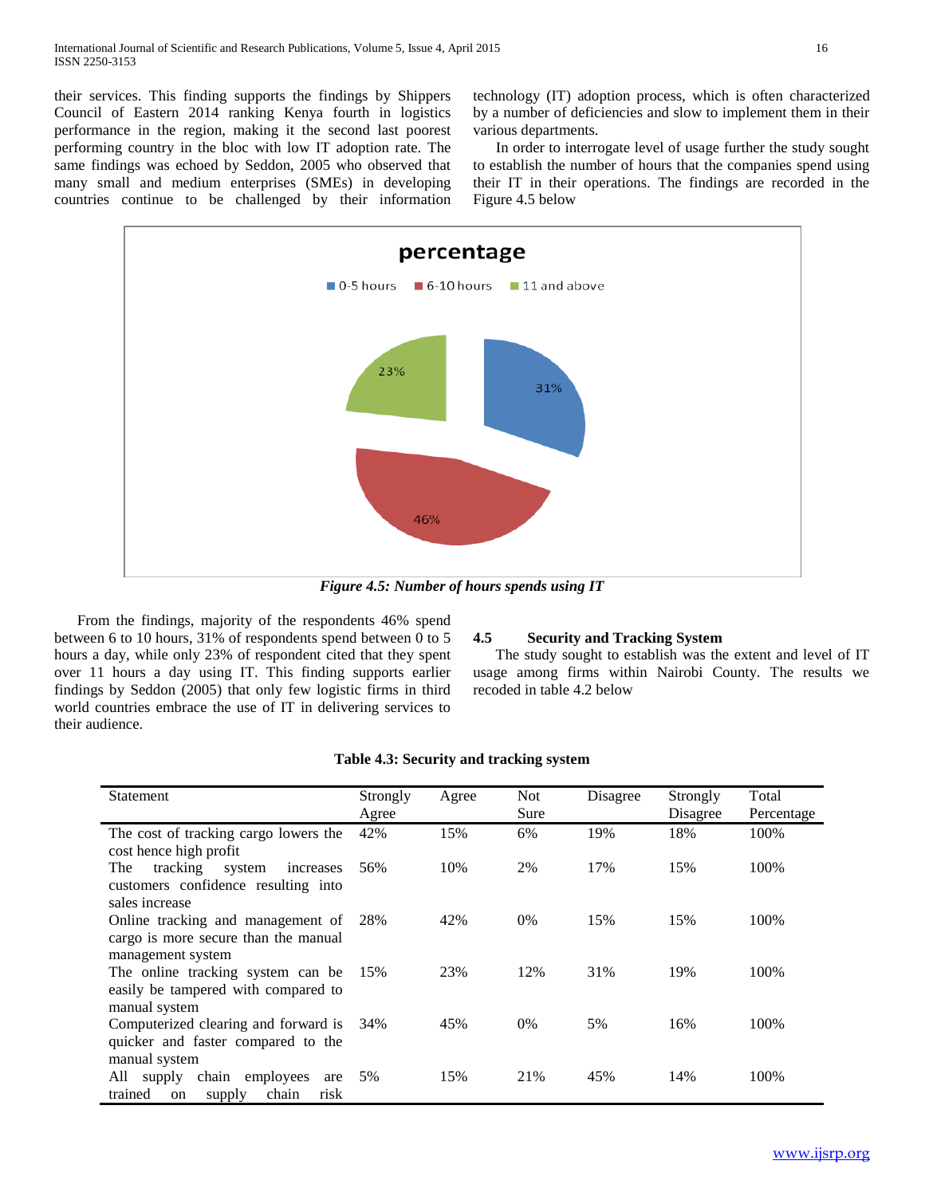their services. This finding supports the findings by Shippers Council of Eastern 2014 ranking Kenya fourth in logistics performance in the region, making it the second last poorest performing country in the bloc with low IT adoption rate. The same findings was echoed by Seddon, 2005 who observed that many small and medium enterprises (SMEs) in developing countries continue to be challenged by their information technology (IT) adoption process, which is often characterized by a number of deficiencies and slow to implement them in their various departments.

In order to interrogate level of usage further the study sought to establish the number of hours that the companies spend using their IT in their operations. The findings are recorded in the Figure 4.5 below

*Figure 4.5: Number of hours spends using IT*

From the findings, majority of the respondents 46% spend between 6 to 10 hours, 31% of respondents spend between 0 to 5 hours a day, while only 23% of respondent cited that they spent over 11 hours a day using IT. This finding supports earlier findings by Seddon (2005) that only few logistic firms in third world countries embrace the use of IT in delivering services to their audience.

### 4.5 Security and Tracking System

The study sought to establish was the extent and level of IT usage among firms within Nairobi County. The results we recoded in table 4.2 below

**Table 4.3: Security and tracking system**

| Statement | Strongly Agree | Agree | Not Sure | Disagree | Strongly Disagree | Total Percentage |
|---|---|---|---|---|---|---|
| The cost of tracking cargo lowers the cost hence high profit | 42% | 15% | 6% | 19% | 18% | 100% |
| The tracking system increases customers confidence resulting into sales increase | 56% | 10% | 2% | 17% | 15% | 100% |
| Online tracking and management of cargo is more secure than the manual management system | 28% | 42% | 0% | 15% | 15% | 100% |
| The online tracking system can be easily be tampered with compared to manual system | 15% | 23% | 12% | 31% | 19% | 100% |
| Computerized clearing and forward is quicker and faster compared to the manual system | 34% | 45% | 0% | 5% | 16% | 100% |
| All supply chain employees are trained on supply chain risk | 5% | 15% | 21% | 45% | 14% | 100% |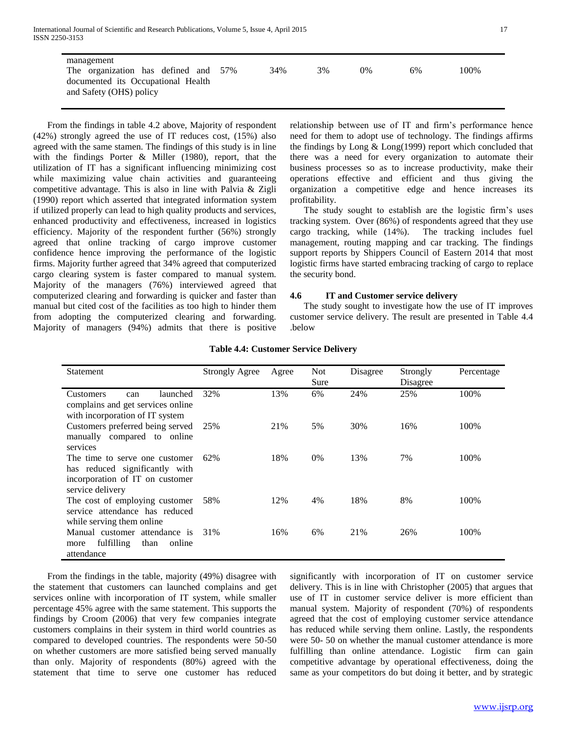| | | | | | | |
|---|---|---|---|---|---|---|
| management | | | | | | |
| The organization has defined and documented its Occupational Health and Safety (OHS) policy | 57% | 34% | 3% | 0% | 6% | 100% |

From the findings in table 4.2 above, Majority of respondent (42%) strongly agreed the use of IT reduces cost, (15%) also agreed with the same stamen. The findings of this study is in line with the findings Porter & Miller (1980), report, that the utilization of IT has a significant influencing minimizing cost while maximizing value chain activities and guaranteeing competitive advantage. This is also in line with Palvia & Zigli (1990) report which asserted that integrated information system if utilized properly can lead to high quality products and services, enhanced productivity and effectiveness, increased in logistics efficiency. Majority of the respondent further (56%) strongly agreed that online tracking of cargo improve customer confidence hence improving the performance of the logistic firms. Majority further agreed that 34% agreed that computerized cargo clearing system is faster compared to manual system. Majority of the managers (76%) interviewed agreed that computerized clearing and forwarding is quicker and faster than manual but cited cost of the facilities as too high to hinder them from adopting the computerized clearing and forwarding. Majority of managers (94%) admits that there is positive relationship between use of IT and firm's performance hence need for them to adopt use of technology. The findings affirms the findings by Long & Long(1999) report which concluded that there was a need for every organization to automate their business processes so as to increase productivity, make their operations effective and efficient and thus giving the organization a competitive edge and hence increases its profitability.

The study sought to establish are the logistic firm's uses tracking system. Over (86%) of respondents agreed that they use cargo tracking, while (14%). The tracking includes fuel management, routing mapping and car tracking. The findings support reports by Shippers Council of Eastern 2014 that most logistic firms have started embracing tracking of cargo to replace the security bond.

### 4.6 IT and Customer service delivery

The study sought to investigate how the use of IT improves customer service delivery. The result are presented in Table 4.4 .below

**Table 4.4: Customer Service Delivery**

| Statement | Strongly Agree | Agree | Not Sure | Disagree | Strongly Disagree | Percentage |
|---|---|---|---|---|---|---|
| Customers can launched complains and get services online with incorporation of IT system | 32% | 13% | 6% | 24% | 25% | 100% |
| Customers preferred being served manually compared to online services | 25% | 21% | 5% | 30% | 16% | 100% |
| The time to serve one customer has reduced significantly with incorporation of IT on customer service delivery | 62% | 18% | 0% | 13% | 7% | 100% |
| The cost of employing customer service attendance has reduced while serving them online | 58% | 12% | 4% | 18% | 8% | 100% |
| Manual customer attendance is more fulfilling than online attendance | 31% | 16% | 6% | 21% | 26% | 100% |

From the findings in the table, majority (49%) disagree with the statement that customers can launched complains and get services online with incorporation of IT system, while smaller percentage 45% agree with the same statement. This supports the findings by Croom (2006) that very few companies integrate customers complains in their system in third world countries as compared to developed countries. The respondents were 50-50 on whether customers are more satisfied being served manually than only. Majority of respondents (80%) agreed with the statement that time to serve one customer has reduced significantly with incorporation of IT on customer service delivery. This is in line with Christopher (2005) that argues that use of IT in customer service deliver is more efficient than manual system. Majority of respondent (70%) of respondents agreed that the cost of employing customer service attendance has reduced while serving them online. Lastly, the respondents were 50- 50 on whether the manual customer attendance is more fulfilling than online attendance. Logistic firm can gain competitive advantage by operational effectiveness, doing the same as your competitors do but doing it better, and by strategic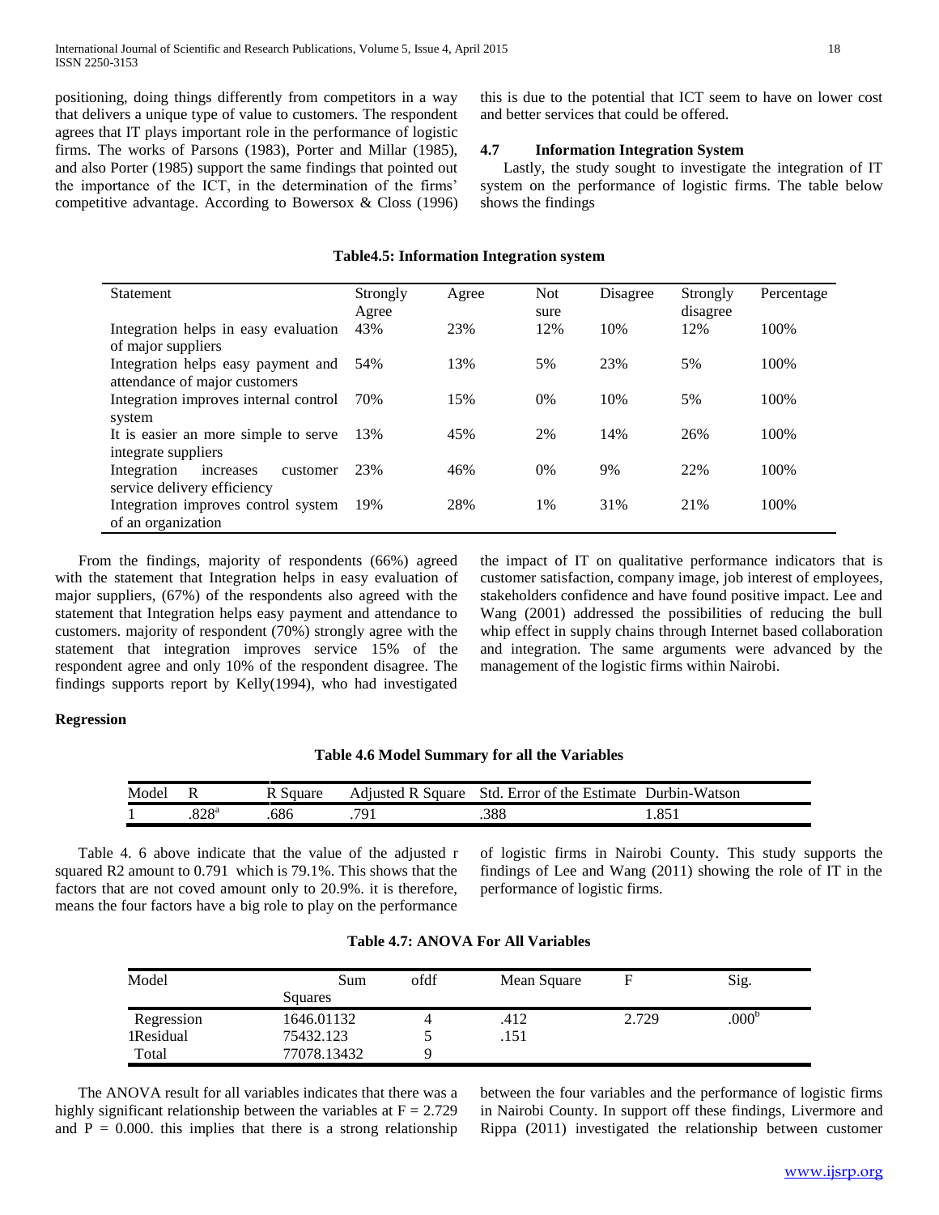positioning, doing things differently from competitors in a way that delivers a unique type of value to customers. The respondent agrees that IT plays important role in the performance of logistic firms. The works of Parsons (1983), Porter and Millar (1985), and also Porter (1985) support the same findings that pointed out the importance of the ICT, in the determination of the firms' competitive advantage. According to Bowersox & Closs (1996) this is due to the potential that ICT seem to have on lower cost and better services that could be offered.

### 4.7 Information Integration System

Lastly, the study sought to investigate the integration of IT system on the performance of logistic firms. The table below shows the findings

**Table4.5: Information Integration system**

| Statement | Strongly Agree | Agree | Not sure | Disagree | Strongly disagree | Percentage |
|---|---|---|---|---|---|---|
| Integration helps in easy evaluation of major suppliers | 43% | 23% | 12% | 10% | 12% | 100% |
| Integration helps easy payment and attendance of major customers | 54% | 13% | 5% | 23% | 5% | 100% |
| Integration improves internal control system | 70% | 15% | 0% | 10% | 5% | 100% |
| It is easier an more simple to serve integrate suppliers | 13% | 45% | 2% | 14% | 26% | 100% |
| Integration increases customer service delivery efficiency | 23% | 46% | 0% | 9% | 22% | 100% |
| Integration improves control system of an organization | 19% | 28% | 1% | 31% | 21% | 100% |

From the findings, majority of respondents (66%) agreed with the statement that Integration helps in easy evaluation of major suppliers, (67%) of the respondents also agreed with the statement that Integration helps easy payment and attendance to customers. majority of respondent (70%) strongly agree with the statement that integration improves service 15% of the respondent agree and only 10% of the respondent disagree. The findings supports report by Kelly(1994), who had investigated the impact of IT on qualitative performance indicators that is customer satisfaction, company image, job interest of employees, stakeholders confidence and have found positive impact. Lee and Wang (2001) addressed the possibilities of reducing the bull whip effect in supply chains through Internet based collaboration and integration. The same arguments were advanced by the management of the logistic firms within Nairobi.

**Regression**

**Table 4.6 Model Summary for all the Variables**

| Model | R | R Square | Adjusted R Square | Std. Error of the Estimate | Durbin-Watson |
|---|---|---|---|---|---|
| 1 | .828[a] | .686 | .791 | .388 | 1.851 |

Table 4. 6 above indicate that the value of the adjusted r squared R2 amount to 0.791 which is 79.1%. This shows that the factors that are not coved amount only to 20.9%. it is therefore, means the four factors have a big role to play on the performance of logistic firms in Nairobi County. This study supports the findings of Lee and Wang (2011) showing the role of IT in the performance of logistic firms.

**Table 4.7: ANOVA For All Variables**

| Model | Sum Squares | ofdf | Mean Square | F | Sig. |
|---|---|---|---|---|---|
| Regression | 1646.01132 | 4 | .412 | 2.729 | .000[b] |
| 1Residual | 75432.123 | 5 | .151 | | |
| Total | 77078.13432 | 9 | | | |

The ANOVA result for all variables indicates that there was a highly significant relationship between the variables at F = 2.729 and P = 0.000. this implies that there is a strong relationship between the four variables and the performance of logistic firms in Nairobi County. In support off these findings, Livermore and Rippa (2011) investigated the relationship between customer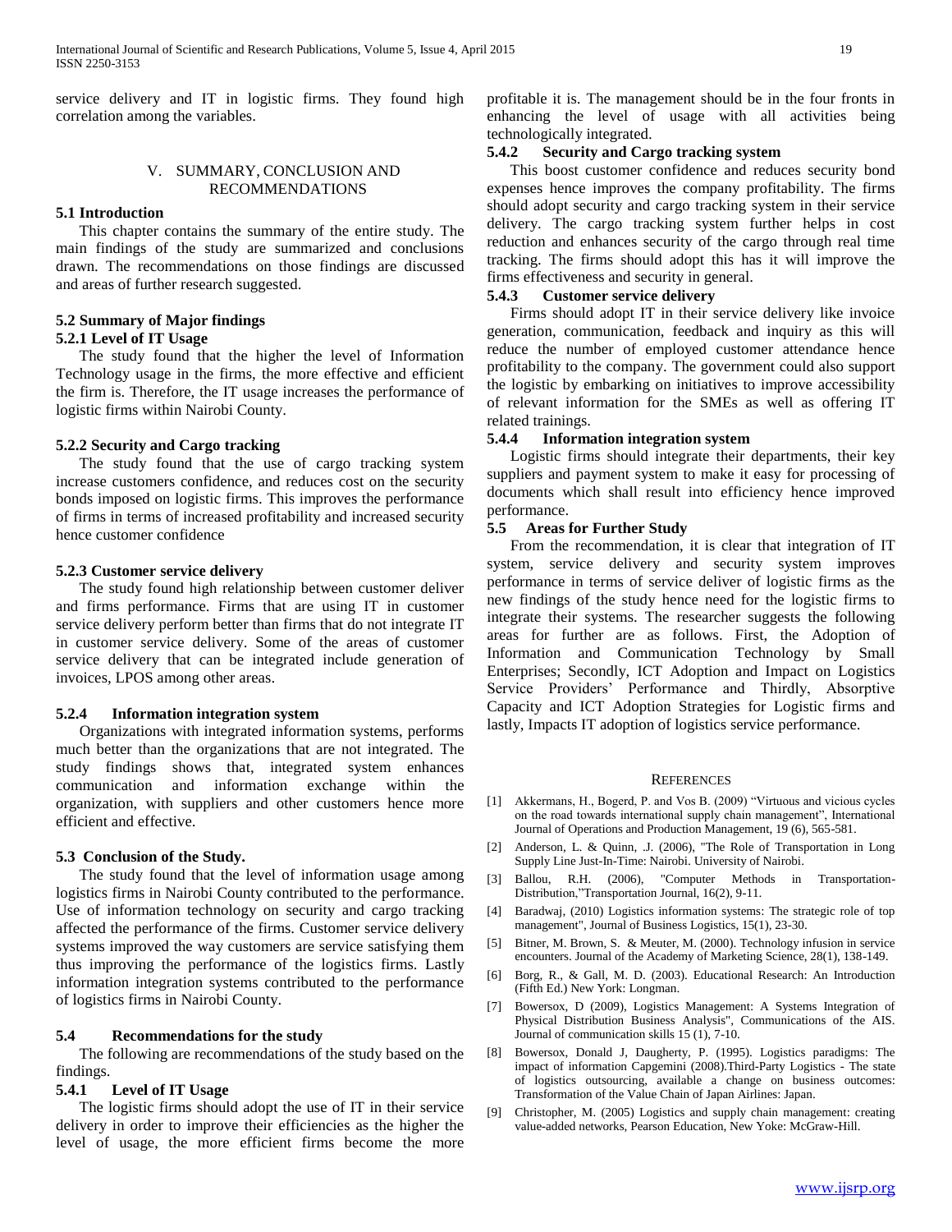service delivery and IT in logistic firms. They found high correlation among the variables.

## V. SUMMARY, CONCLUSION AND RECOMMENDATIONS

### 5.1 Introduction

This chapter contains the summary of the entire study. The main findings of the study are summarized and conclusions drawn. The recommendations on those findings are discussed and areas of further research suggested.

### 5.2 Summary of Major findings

#### 5.2.1 Level of IT Usage

The study found that the higher the level of Information Technology usage in the firms, the more effective and efficient the firm is. Therefore, the IT usage increases the performance of logistic firms within Nairobi County.

#### 5.2.2 Security and Cargo tracking

The study found that the use of cargo tracking system increase customers confidence, and reduces cost on the security bonds imposed on logistic firms. This improves the performance of firms in terms of increased profitability and increased security hence customer confidence

#### 5.2.3 Customer service delivery

The study found high relationship between customer deliver and firms performance. Firms that are using IT in customer service delivery perform better than firms that do not integrate IT in customer service delivery. Some of the areas of customer service delivery that can be integrated include generation of invoices, LPOS among other areas.

#### 5.2.4 Information integration system

Organizations with integrated information systems, performs much better than the organizations that are not integrated. The study findings shows that, integrated system enhances communication and information exchange within the organization, with suppliers and other customers hence more efficient and effective.

### 5.3 Conclusion of the Study.

The study found that the level of information usage among logistics firms in Nairobi County contributed to the performance. Use of information technology on security and cargo tracking affected the performance of the firms. Customer service delivery systems improved the way customers are service satisfying them thus improving the performance of the logistics firms. Lastly information integration systems contributed to the performance of logistics firms in Nairobi County.

### 5.4 Recommendations for the study

The following are recommendations of the study based on the findings.

#### 5.4.1 Level of IT Usage

The logistic firms should adopt the use of IT in their service delivery in order to improve their efficiencies as the higher the level of usage, the more efficient firms become the more profitable it is. The management should be in the four fronts in enhancing the level of usage with all activities being technologically integrated.

#### 5.4.2 Security and Cargo tracking system

This boost customer confidence and reduces security bond expenses hence improves the company profitability. The firms should adopt security and cargo tracking system in their service delivery. The cargo tracking system further helps in cost reduction and enhances security of the cargo through real time tracking. The firms should adopt this has it will improve the firms effectiveness and security in general.

#### 5.4.3 Customer service delivery

Firms should adopt IT in their service delivery like invoice generation, communication, feedback and inquiry as this will reduce the number of employed customer attendance hence profitability to the company. The government could also support the logistic by embarking on initiatives to improve accessibility of relevant information for the SMEs as well as offering IT related trainings.

#### 5.4.4 Information integration system

Logistic firms should integrate their departments, their key suppliers and payment system to make it easy for processing of documents which shall result into efficiency hence improved performance.

### 5.5 Areas for Further Study

From the recommendation, it is clear that integration of IT system, service delivery and security system improves performance in terms of service deliver of logistic firms as the new findings of the study hence need for the logistic firms to integrate their systems. The researcher suggests the following areas for further are as follows. First, the Adoption of Information and Communication Technology by Small Enterprises; Secondly, ICT Adoption and Impact on Logistics Service Providers' Performance and Thirdly, Absorptive Capacity and ICT Adoption Strategies for Logistic firms and lastly, Impacts IT adoption of logistics service performance.

## REFERENCES

[1] Akkermans, H., Bogerd, P. and Vos B. (2009) "Virtuous and vicious cycles on the road towards international supply chain management", International Journal of Operations and Production Management, 19 (6), 565-581.

[2] Anderson, L. & Quinn, .J. (2006), "The Role of Transportation in Long Supply Line Just-In-Time: Nairobi. University of Nairobi.

[3] Ballou, R.H. (2006), "Computer Methods in Transportation-Distribution,"Transportation Journal, 16(2), 9-11.

[4] Baradwaj, (2010) Logistics information systems: The strategic role of top management", Journal of Business Logistics, 15(1), 23-30.

[5] Bitner, M. Brown, S. & Meuter, M. (2000). Technology infusion in service encounters. Journal of the Academy of Marketing Science, 28(1), 138-149.

[6] Borg, R., & Gall, M. D. (2003). Educational Research: An Introduction (Fifth Ed.) New York: Longman.

[7] Bowersox, D (2009), Logistics Management: A Systems Integration of Physical Distribution Business Analysis", Communications of the AIS. Journal of communication skills 15 (1), 7-10.

[8] Bowersox, Donald J, Daugherty, P. (1995). Logistics paradigms: The impact of information Capgemini (2008).Third-Party Logistics - The state of logistics outsourcing, available a change on business outcomes: Transformation of the Value Chain of Japan Airlines: Japan.

[9] Christopher, M. (2005) Logistics and supply chain management: creating value-added networks, Pearson Education, New Yoke: McGraw-Hill.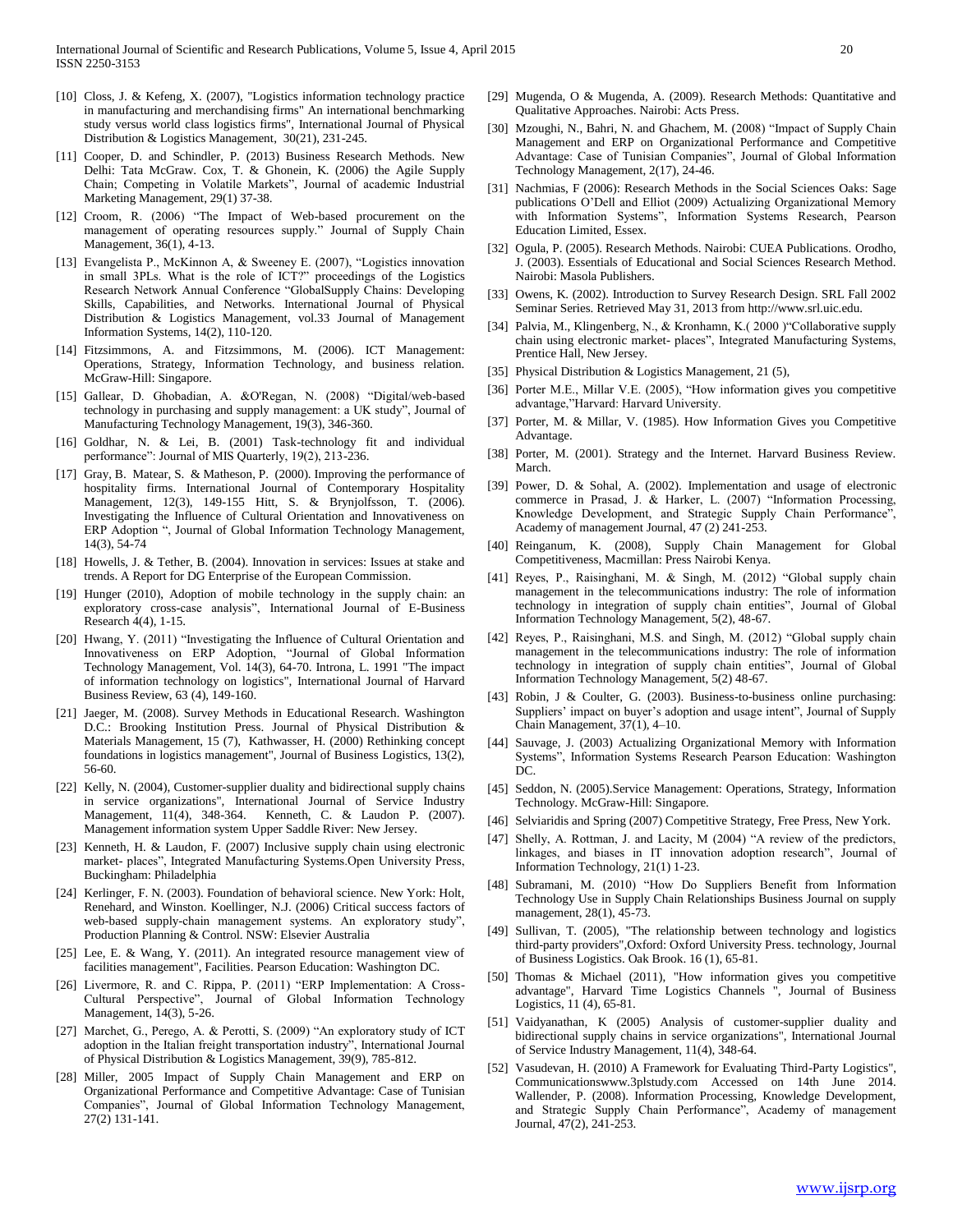[10] Closs, J. & Kefeng, X. (2007), "Logistics information technology practice in manufacturing and merchandising firms" An international benchmarking study versus world class logistics firms", International Journal of Physical Distribution & Logistics Management, 30(21), 231-245.

[11] Cooper, D. and Schindler, P. (2013) Business Research Methods. New Delhi: Tata McGraw. Cox, T. & Ghonein, K. (2006) the Agile Supply Chain; Competing in Volatile Markets", Journal of academic Industrial Marketing Management, 29(1) 37-38.

[12] Croom, R. (2006) "The Impact of Web-based procurement on the management of operating resources supply." Journal of Supply Chain Management, 36(1), 4-13.

[13] Evangelista P., McKinnon A, & Sweeney E. (2007), "Logistics innovation in small 3PLs. What is the role of ICT?" proceedings of the Logistics Research Network Annual Conference "GlobalSupply Chains: Developing Skills, Capabilities, and Networks. International Journal of Physical Distribution & Logistics Management, vol.33 Journal of Management Information Systems, 14(2), 110-120.

[14] Fitzsimmons, A. and Fitzsimmons, M. (2006). ICT Management: Operations, Strategy, Information Technology, and business relation. McGraw-Hill: Singapore.

[15] Gallear, D. Ghobadian, A. &O'Regan, N. (2008) "Digital/web-based technology in purchasing and supply management: a UK study", Journal of Manufacturing Technology Management, 19(3), 346-360.

[16] Goldhar, N. & Lei, B. (2001) Task-technology fit and individual performance": Journal of MIS Quarterly, 19(2), 213-236.

[17] Gray, B. Matear, S. & Matheson, P. (2000). Improving the performance of hospitality firms. International Journal of Contemporary Hospitality Management, 12(3), 149-155 Hitt, S. & Brynjolfsson, T. (2006). Investigating the Influence of Cultural Orientation and Innovativeness on ERP Adoption ", Journal of Global Information Technology Management, 14(3), 54-74

[18] Howells, J. & Tether, B. (2004). Innovation in services: Issues at stake and trends. A Report for DG Enterprise of the European Commission.

[19] Hunger (2010), Adoption of mobile technology in the supply chain: an exploratory cross-case analysis", International Journal of E-Business Research 4(4), 1-15.

[20] Hwang, Y. (2011) "Investigating the Influence of Cultural Orientation and Innovativeness on ERP Adoption, "Journal of Global Information Technology Management, Vol. 14(3), 64-70. Introna, L. 1991 "The impact of information technology on logistics", International Journal of Harvard Business Review, 63 (4), 149-160.

[21] Jaeger, M. (2008). Survey Methods in Educational Research. Washington D.C.: Brooking Institution Press. Journal of Physical Distribution & Materials Management, 15 (7), Kathwasser, H. (2000) Rethinking concept foundations in logistics management", Journal of Business Logistics, 13(2), 56-60.

[22] Kelly, N. (2004), Customer-supplier duality and bidirectional supply chains in service organizations", International Journal of Service Industry Management, 11(4), 348-364. Kenneth, C. & Laudon P. (2007). Management information system Upper Saddle River: New Jersey.

[23] Kenneth, H. & Laudon, F. (2007) Inclusive supply chain using electronic market- places", Integrated Manufacturing Systems.Open University Press, Buckingham: Philadelphia

[24] Kerlinger, F. N. (2003). Foundation of behavioral science. New York: Holt, Renehard, and Winston. Koellinger, N.J. (2006) Critical success factors of web-based supply-chain management systems. An exploratory study", Production Planning & Control. NSW: Elsevier Australia

[25] Lee, E. & Wang, Y. (2011). An integrated resource management view of facilities management", Facilities. Pearson Education: Washington DC.

[26] Livermore, R. and C. Rippa, P. (2011) "ERP Implementation: A Cross-Cultural Perspective", Journal of Global Information Technology Management, 14(3), 5-26.

[27] Marchet, G., Perego, A. & Perotti, S. (2009) "An exploratory study of ICT adoption in the Italian freight transportation industry", International Journal of Physical Distribution & Logistics Management, 39(9), 785-812.

[28] Miller, 2005 Impact of Supply Chain Management and ERP on Organizational Performance and Competitive Advantage: Case of Tunisian Companies", Journal of Global Information Technology Management, 27(2) 131-141.

[29] Mugenda, O & Mugenda, A. (2009). Research Methods: Quantitative and Qualitative Approaches. Nairobi: Acts Press.

[30] Mzoughi, N., Bahri, N. and Ghachem, M. (2008) "Impact of Supply Chain Management and ERP on Organizational Performance and Competitive Advantage: Case of Tunisian Companies", Journal of Global Information Technology Management, 2(17), 24-46.

[31] Nachmias, F (2006): Research Methods in the Social Sciences Oaks: Sage publications O'Dell and Elliot (2009) Actualizing Organizational Memory with Information Systems", Information Systems Research, Pearson Education Limited, Essex.

[32] Ogula, P. (2005). Research Methods. Nairobi: CUEA Publications. Orodho, J. (2003). Essentials of Educational and Social Sciences Research Method. Nairobi: Masola Publishers.

[33] Owens, K. (2002). Introduction to Survey Research Design. SRL Fall 2002 Seminar Series. Retrieved May 31, 2013 from http://www.srl.uic.edu.

[34] Palvia, M., Klingenberg, N., & Kronhamn, K.( 2000 )"Collaborative supply chain using electronic market- places", Integrated Manufacturing Systems, Prentice Hall, New Jersey.

[35] Physical Distribution & Logistics Management, 21 (5),

[36] Porter M.E., Millar V.E. (2005), "How information gives you competitive advantage,"Harvard: Harvard University.

[37] Porter, M. & Millar, V. (1985). How Information Gives you Competitive Advantage.

[38] Porter, M. (2001). Strategy and the Internet. Harvard Business Review. March.

[39] Power, D. & Sohal, A. (2002). Implementation and usage of electronic commerce in Prasad, J. & Harker, L. (2007) "Information Processing, Knowledge Development, and Strategic Supply Chain Performance", Academy of management Journal, 47 (2) 241-253.

[40] Reinganum, K. (2008), Supply Chain Management for Global Competitiveness, Macmillan: Press Nairobi Kenya.

[41] Reyes, P., Raisinghani, M. & Singh, M. (2012) "Global supply chain management in the telecommunications industry: The role of information technology in integration of supply chain entities", Journal of Global Information Technology Management, 5(2), 48-67.

[42] Reyes, P., Raisinghani, M.S. and Singh, M. (2012) "Global supply chain management in the telecommunications industry: The role of information technology in integration of supply chain entities", Journal of Global Information Technology Management, 5(2) 48-67.

[43] Robin, J & Coulter, G. (2003). Business-to-business online purchasing: Suppliers' impact on buyer's adoption and usage intent", Journal of Supply Chain Management, 37(1), 4–10.

[44] Sauvage, J. (2003) Actualizing Organizational Memory with Information Systems", Information Systems Research Pearson Education: Washington DC.

[45] Seddon, N. (2005).Service Management: Operations, Strategy, Information Technology. McGraw-Hill: Singapore.

[46] Selviaridis and Spring (2007) Competitive Strategy, Free Press, New York.

[47] Shelly, A. Rottman, J. and Lacity, M (2004) "A review of the predictors, linkages, and biases in IT innovation adoption research", Journal of Information Technology, 21(1) 1-23.

[48] Subramani, M. (2010) "How Do Suppliers Benefit from Information Technology Use in Supply Chain Relationships Business Journal on supply management, 28(1), 45-73.

[49] Sullivan, T. (2005), "The relationship between technology and logistics third-party providers",Oxford: Oxford University Press. technology, Journal of Business Logistics. Oak Brook. 16 (1), 65-81.

[50] Thomas & Michael (2011), "How information gives you competitive advantage", Harvard Time Logistics Channels ", Journal of Business Logistics, 11 (4), 65-81.

[51] Vaidyanathan, K (2005) Analysis of customer-supplier duality and bidirectional supply chains in service organizations", International Journal of Service Industry Management, 11(4), 348-64.

[52] Vasudevan, H. (2010) A Framework for Evaluating Third-Party Logistics", Communicationswww.3plstudy.com Accessed on 14th June 2014. Wallender, P. (2008). Information Processing, Knowledge Development, and Strategic Supply Chain Performance", Academy of management Journal, 47(2), 241-253.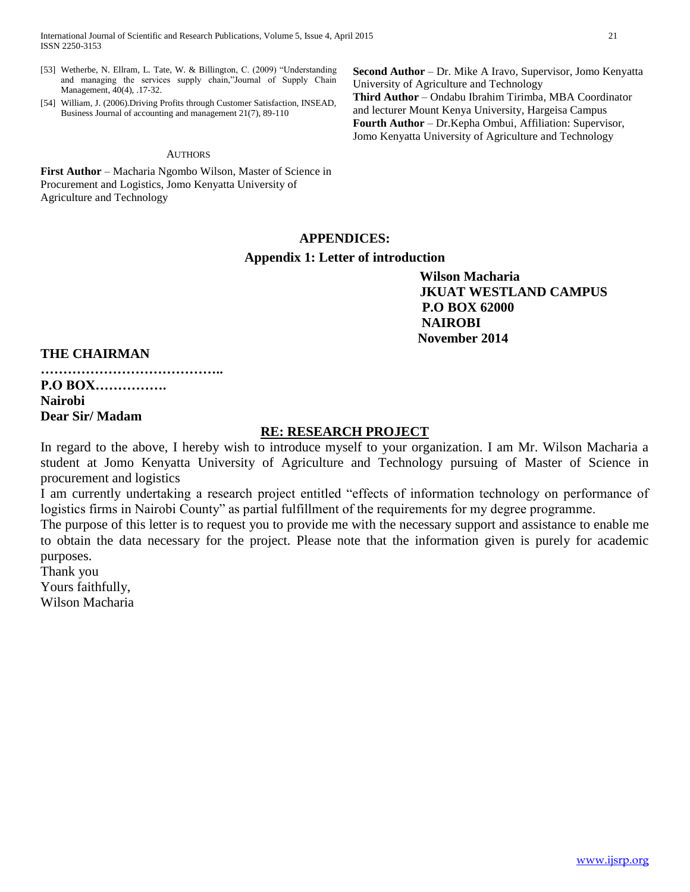[53] Wetherbe, N. Ellram, L. Tate, W. & Billington, C. (2009) "Understanding and managing the services supply chain,"Journal of Supply Chain Management, 40(4), .17-32.

[54] William, J. (2006).Driving Profits through Customer Satisfaction, INSEAD, Business Journal of accounting and management 21(7), 89-110

AUTHORS

**First Author** – Macharia Ngombo Wilson, Master of Science in Procurement and Logistics, Jomo Kenyatta University of Agriculture and Technology

**Second Author** – Dr. Mike A Iravo, Supervisor, Jomo Kenyatta University of Agriculture and Technology

**Third Author** – Ondabu Ibrahim Tirimba, MBA Coordinator and lecturer Mount Kenya University, Hargeisa Campus

**Fourth Author** – Dr.Kepha Ombui, Affiliation: Supervisor, Jomo Kenyatta University of Agriculture and Technology

## APPENDICES:

### Appendix 1: Letter of introduction

**Wilson Macharia**
**JKUAT WESTLAND CAMPUS**
**P.O BOX 62000**
**NAIROBI**
**November 2014**

**THE CHAIRMAN**
**…………………………………..**
**P.O BOX…………….**
**Nairobi**
**Dear Sir/ Madam**

**RE: RESEARCH PROJECT**

In regard to the above, I hereby wish to introduce myself to your organization. I am Mr. Wilson Macharia a student at Jomo Kenyatta University of Agriculture and Technology pursuing of Master of Science in procurement and logistics

I am currently undertaking a research project entitled "effects of information technology on performance of logistics firms in Nairobi County" as partial fulfillment of the requirements for my degree programme.

The purpose of this letter is to request you to provide me with the necessary support and assistance to enable me to obtain the data necessary for the project. Please note that the information given is purely for academic purposes.

Thank you
Yours faithfully,
Wilson Macharia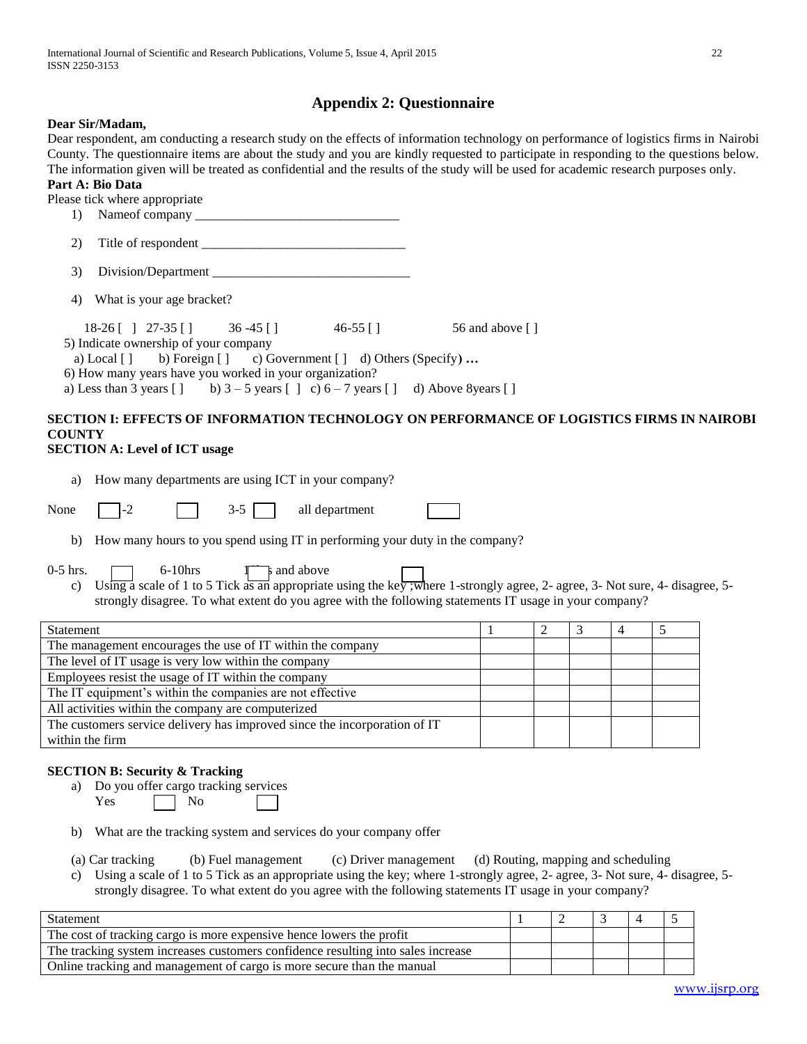## Appendix 2: Questionnaire

**Dear Sir/Madam,**

Dear respondent, am conducting a research study on the effects of information technology on performance of logistics firms in Nairobi County. The questionnaire items are about the study and you are kindly requested to participate in responding to the questions below. The information given will be treated as confidential and the results of the study will be used for academic research purposes only.

**Part A: Bio Data**

Please tick where appropriate

1) Nameof company _______________________________

2) Title of respondent _______________________________

3) Division/Department _______________________________

4) What is your age bracket?

18-26 [ ] 27-35 [ ] 36 -45 [ ] 46-55 [ ] 56 and above [ ]

5) Indicate ownership of your company

a) Local [ ] b) Foreign [ ] c) Government [ ] d) Others (Specify**) …**

6) How many years have you worked in your organization?

a) Less than 3 years [ ] b) 3 – 5 years [ ] c) 6 – 7 years [ ] d) Above 8years [ ]

### SECTION I: EFFECTS OF INFORMATION TECHNOLOGY ON PERFORMANCE OF LOGISTICS FIRMS IN NAIROBI COUNTY

### SECTION A: Level of ICT usage

a) How many departments are using ICT in your company?

None [ ] 1-2 [ ] 3-5 [ ] all department [ ]

b) How many hours to you spend using IT in performing your duty in the company?

0-5 hrs. [ ] 6-10hrs [ ] 11hrs and above [ ]

c) Using a scale of 1 to 5 Tick as an appropriate using the key ;where 1-strongly agree, 2- agree, 3- Not sure, 4- disagree, 5- strongly disagree. To what extent do you agree with the following statements IT usage in your company?

| Statement | 1 | 2 | 3 | 4 | 5 |
|---|---|---|---|---|---|
| The management encourages the use of IT within the company | | | | | |
| The level of IT usage is very low within the company | | | | | |
| Employees resist the usage of IT within the company | | | | | |
| The IT equipment's within the companies are not effective | | | | | |
| All activities within the company are computerized | | | | | |
| The customers service delivery has improved since the incorporation of IT within the firm | | | | | |

### SECTION B: Security & Tracking

a) Do you offer cargo tracking services

Yes [ ] No [ ]

b) What are the tracking system and services do your company offer

(a) Car tracking (b) Fuel management (c) Driver management (d) Routing, mapping and scheduling

c) Using a scale of 1 to 5 Tick as an appropriate using the key; where 1-strongly agree, 2- agree, 3- Not sure, 4- disagree, 5- strongly disagree. To what extent do you agree with the following statements IT usage in your company?

| Statement | 1 | 2 | 3 | 4 | 5 |
|---|---|---|---|---|---|
| The cost of tracking cargo is more expensive hence lowers the profit | | | | | |
| The tracking system increases customers confidence resulting into sales increase | | | | | |
| Online tracking and management of cargo is more secure than the manual | | | | | |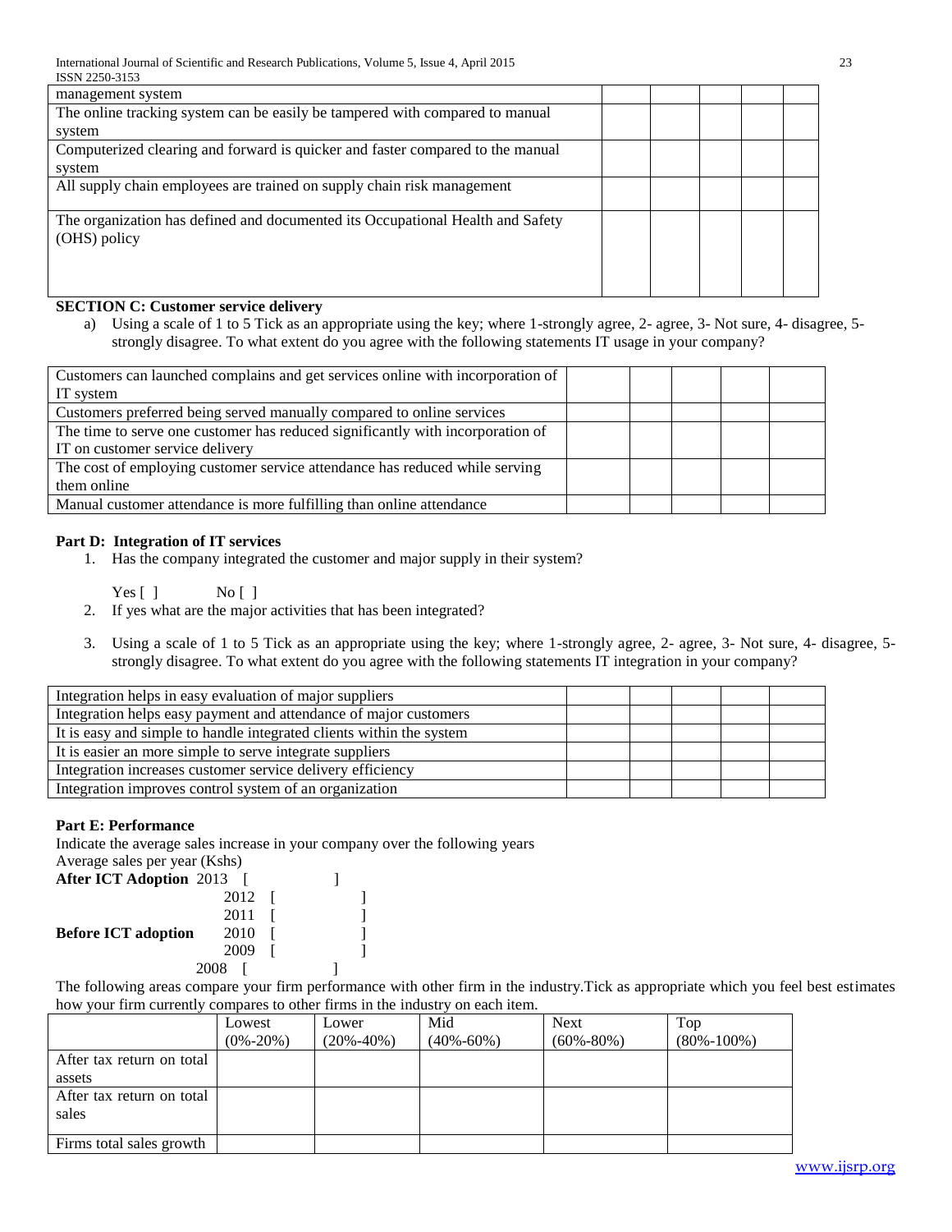| | | | | | |
|---|---|---|---|---|---|
| management system | | | | | |
| The online tracking system can be easily be tampered with compared to manual system | | | | | |
| Computerized clearing and forward is quicker and faster compared to the manual system | | | | | |
| All supply chain employees are trained on supply chain risk management | | | | | |
| The organization has defined and documented its Occupational Health and Safety (OHS) policy | | | | | |

**SECTION C: Customer service delivery**

a) Using a scale of 1 to 5 Tick as an appropriate using the key; where 1-strongly agree, 2- agree, 3- Not sure, 4- disagree, 5- strongly disagree. To what extent do you agree with the following statements IT usage in your company?

| | | | | | |
|---|---|---|---|---|---|
| Customers can launched complains and get services online with incorporation of IT system | | | | | |
| Customers preferred being served manually compared to online services | | | | | |
| The time to serve one customer has reduced significantly with incorporation of IT on customer service delivery | | | | | |
| The cost of employing customer service attendance has reduced while serving them online | | | | | |
| Manual customer attendance is more fulfilling than online attendance | | | | | |

**Part D: Integration of IT services**

1. Has the company integrated the customer and major supply in their system?

   Yes [ ]    No [ ]

2. If yes what are the major activities that has been integrated?

3. Using a scale of 1 to 5 Tick as an appropriate using the key; where 1-strongly agree, 2- agree, 3- Not sure, 4- disagree, 5- strongly disagree. To what extent do you agree with the following statements IT integration in your company?

| | | | | | |
|---|---|---|---|---|---|
| Integration helps in easy evaluation of major suppliers | | | | | |
| Integration helps easy payment and attendance of major customers | | | | | |
| It is easy and simple to handle integrated clients within the system | | | | | |
| It is easier an more simple to serve integrate suppliers | | | | | |
| Integration increases customer service delivery efficiency | | | | | |
| Integration improves control system of an organization | | | | | |

**Part E: Performance**

Indicate the average sales increase in your company over the following years

Average sales per year (Kshs)

**After ICT Adoption** 2013 [ ]

2012 [ ]

2011 [ ]

**Before ICT adoption** 2010 [ ]

2009 [ ]

2008 [ ]

The following areas compare your firm performance with other firm in the industry.Tick as appropriate which you feel best estimates how your firm currently compares to other firms in the industry on each item.

| | Lowest (0%-20%) | Lower (20%-40%) | Mid (40%-60%) | Next (60%-80%) | Top (80%-100%) |
|---|---|---|---|---|---|
| After tax return on total assets | | | | | |
| After tax return on total sales | | | | | |
| Firms total sales growth | | | | | |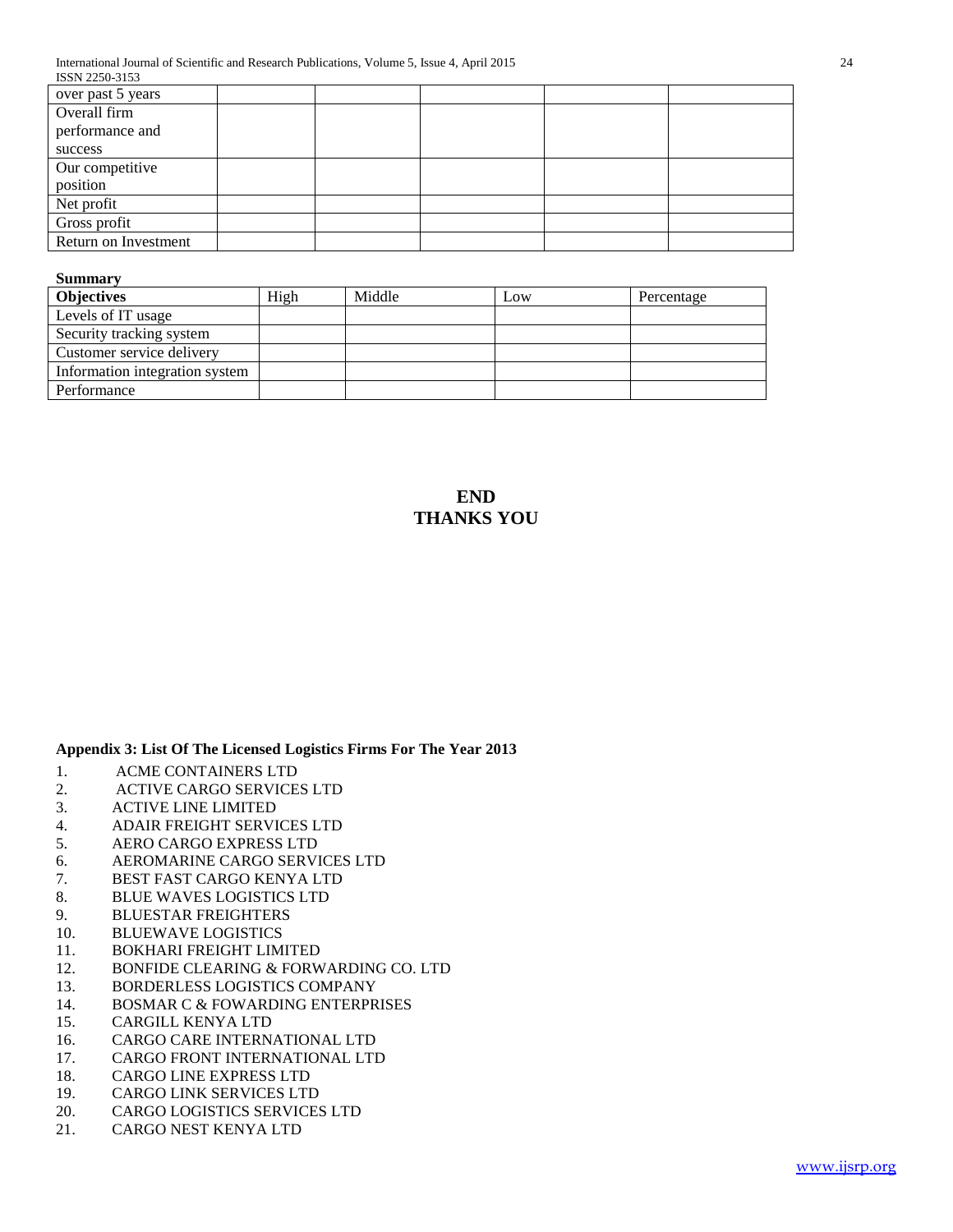| | | | | | |
|---|---|---|---|---|---|
| over past 5 years | | | | | |
| Overall firm performance and success | | | | | |
| Our competitive position | | | | | |
| Net profit | | | | | |
| Gross profit | | | | | |
| Return on Investment | | | | | |

**Summary**

| **Objectives** | High | Middle | Low | Percentage |
|---|---|---|---|---|
| Levels of IT usage | | | | |
| Security tracking system | | | | |
| Customer service delivery | | | | |
| Information integration system | | | | |
| Performance | | | | |

**END**
**THANKS YOU**

**Appendix 3: List Of The Licensed Logistics Firms For The Year 2013**

1. ACME CONTAINERS LTD
2. ACTIVE CARGO SERVICES LTD
3. ACTIVE LINE LIMITED
4. ADAIR FREIGHT SERVICES LTD
5. AERO CARGO EXPRESS LTD
6. AEROMARINE CARGO SERVICES LTD
7. BEST FAST CARGO KENYA LTD
8. BLUE WAVES LOGISTICS LTD
9. BLUESTAR FREIGHTERS
10. BLUEWAVE LOGISTICS
11. BOKHARI FREIGHT LIMITED
12. BONFIDE CLEARING & FORWARDING CO. LTD
13. BORDERLESS LOGISTICS COMPANY
14. BOSMAR C & FOWARDING ENTERPRISES
15. CARGILL KENYA LTD
16. CARGO CARE INTERNATIONAL LTD
17. CARGO FRONT INTERNATIONAL LTD
18. CARGO LINE EXPRESS LTD
19. CARGO LINK SERVICES LTD
20. CARGO LOGISTICS SERVICES LTD
21. CARGO NEST KENYA LTD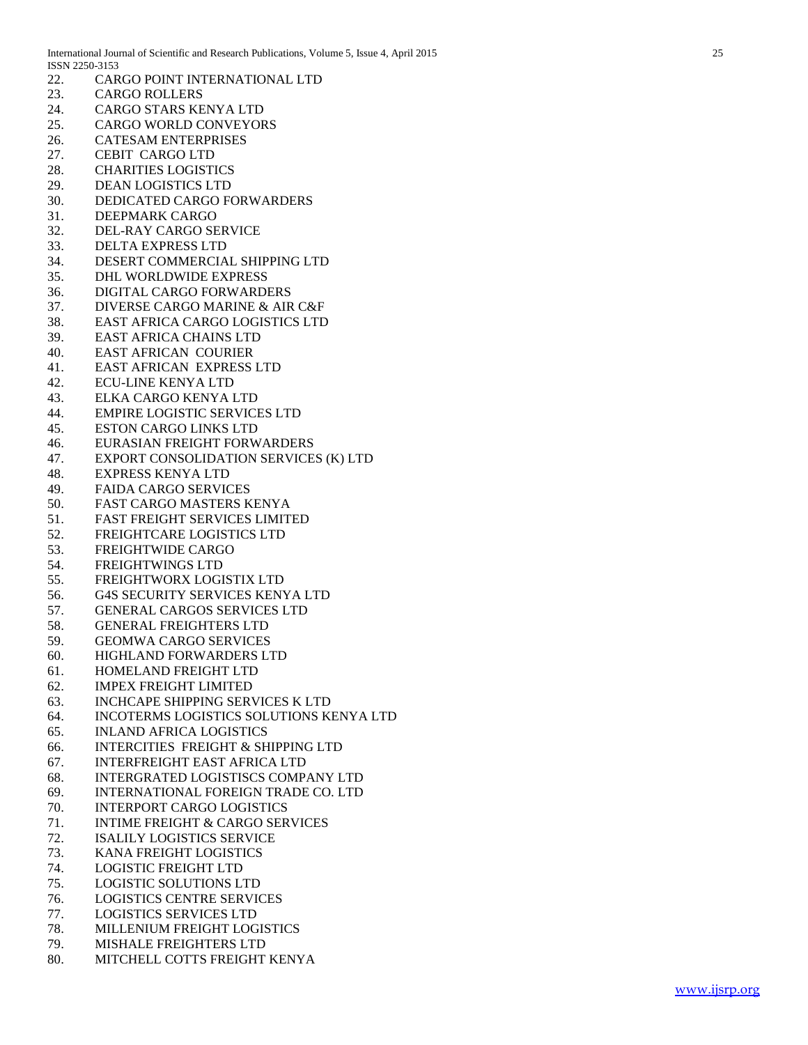22. CARGO POINT INTERNATIONAL LTD
23. CARGO ROLLERS
24. CARGO STARS KENYA LTD
25. CARGO WORLD CONVEYORS
26. CATESAM ENTERPRISES
27. CEBIT CARGO LTD
28. CHARITIES LOGISTICS
29. DEAN LOGISTICS LTD
30. DEDICATED CARGO FORWARDERS
31. DEEPMARK CARGO
32. DEL-RAY CARGO SERVICE
33. DELTA EXPRESS LTD
34. DESERT COMMERCIAL SHIPPING LTD
35. DHL WORLDWIDE EXPRESS
36. DIGITAL CARGO FORWARDERS
37. DIVERSE CARGO MARINE & AIR C&F
38. EAST AFRICA CARGO LOGISTICS LTD
39. EAST AFRICA CHAINS LTD
40. EAST AFRICAN COURIER
41. EAST AFRICAN EXPRESS LTD
42. ECU-LINE KENYA LTD
43. ELKA CARGO KENYA LTD
44. EMPIRE LOGISTIC SERVICES LTD
45. ESTON CARGO LINKS LTD
46. EURASIAN FREIGHT FORWARDERS
47. EXPORT CONSOLIDATION SERVICES (K) LTD
48. EXPRESS KENYA LTD
49. FAIDA CARGO SERVICES
50. FAST CARGO MASTERS KENYA
51. FAST FREIGHT SERVICES LIMITED
52. FREIGHTCARE LOGISTICS LTD
53. FREIGHTWIDE CARGO
54. FREIGHTWINGS LTD
55. FREIGHTWORX LOGISTIX LTD
56. G4S SECURITY SERVICES KENYA LTD
57. GENERAL CARGOS SERVICES LTD
58. GENERAL FREIGHTERS LTD
59. GEOMWA CARGO SERVICES
60. HIGHLAND FORWARDERS LTD
61. HOMELAND FREIGHT LTD
62. IMPEX FREIGHT LIMITED
63. INCHCAPE SHIPPING SERVICES K LTD
64. INCOTERMS LOGISTICS SOLUTIONS KENYA LTD
65. INLAND AFRICA LOGISTICS
66. INTERCITIES FREIGHT & SHIPPING LTD
67. INTERFREIGHT EAST AFRICA LTD
68. INTERGRATED LOGISTISCS COMPANY LTD
69. INTERNATIONAL FOREIGN TRADE CO. LTD
70. INTERPORT CARGO LOGISTICS
71. INTIME FREIGHT & CARGO SERVICES
72. ISALILY LOGISTICS SERVICE
73. KANA FREIGHT LOGISTICS
74. LOGISTIC FREIGHT LTD
75. LOGISTIC SOLUTIONS LTD
76. LOGISTICS CENTRE SERVICES
77. LOGISTICS SERVICES LTD
78. MILLENIUM FREIGHT LOGISTICS
79. MISHALE FREIGHTERS LTD
80. MITCHELL COTTS FREIGHT KENYA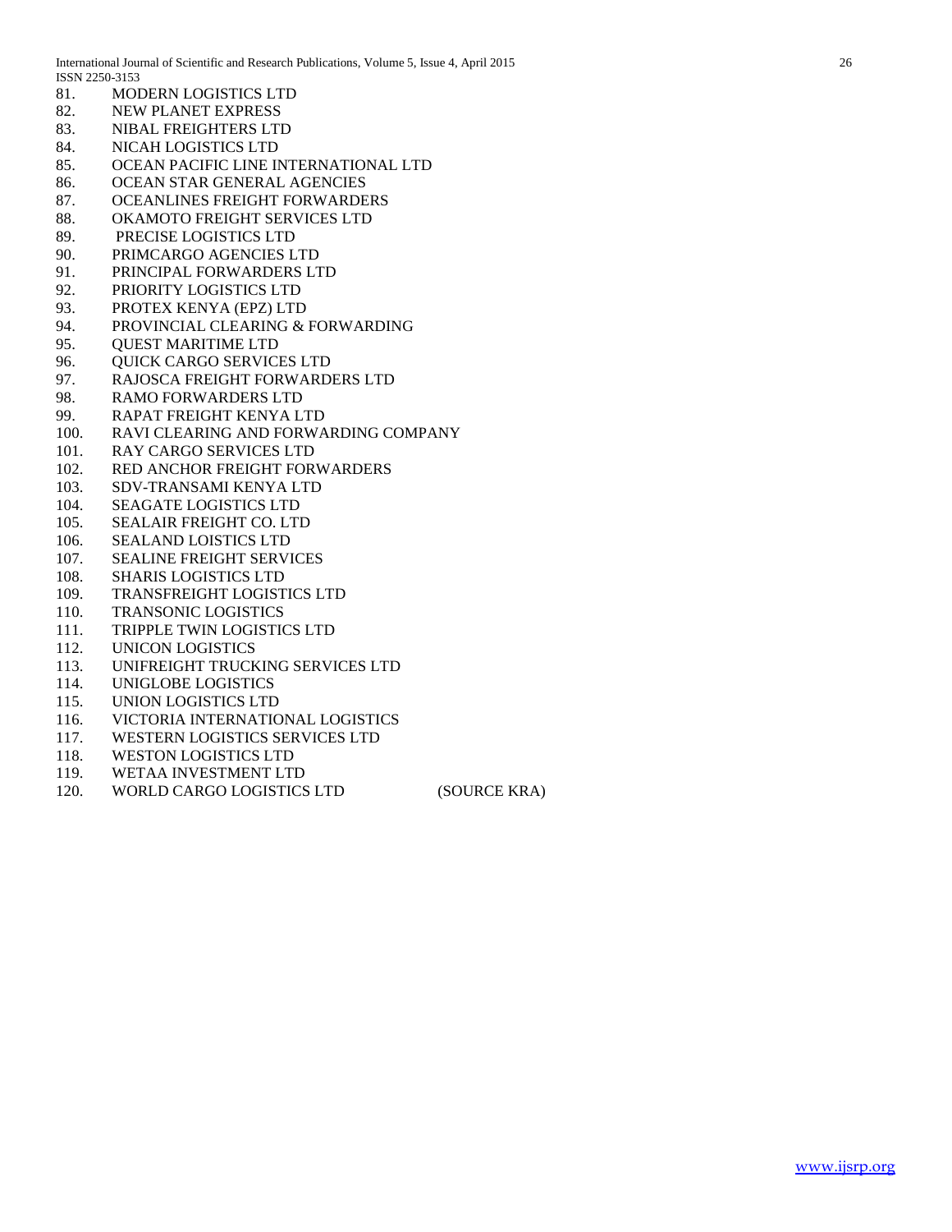81. MODERN LOGISTICS LTD
82. NEW PLANET EXPRESS
83. NIBAL FREIGHTERS LTD
84. NICAH LOGISTICS LTD
85. OCEAN PACIFIC LINE INTERNATIONAL LTD
86. OCEAN STAR GENERAL AGENCIES
87. OCEANLINES FREIGHT FORWARDERS
88. OKAMOTO FREIGHT SERVICES LTD
89. PRECISE LOGISTICS LTD
90. PRIMCARGO AGENCIES LTD
91. PRINCIPAL FORWARDERS LTD
92. PRIORITY LOGISTICS LTD
93. PROTEX KENYA (EPZ) LTD
94. PROVINCIAL CLEARING & FORWARDING
95. QUEST MARITIME LTD
96. QUICK CARGO SERVICES LTD
97. RAJOSCA FREIGHT FORWARDERS LTD
98. RAMO FORWARDERS LTD
99. RAPAT FREIGHT KENYA LTD
100. RAVI CLEARING AND FORWARDING COMPANY
101. RAY CARGO SERVICES LTD
102. RED ANCHOR FREIGHT FORWARDERS
103. SDV-TRANSAMI KENYA LTD
104. SEAGATE LOGISTICS LTD
105. SEALAIR FREIGHT CO. LTD
106. SEALAND LOISTICS LTD
107. SEALINE FREIGHT SERVICES
108. SHARIS LOGISTICS LTD
109. TRANSFREIGHT LOGISTICS LTD
110. TRANSONIC LOGISTICS
111. TRIPPLE TWIN LOGISTICS LTD
112. UNICON LOGISTICS
113. UNIFREIGHT TRUCKING SERVICES LTD
114. UNIGLOBE LOGISTICS
115. UNION LOGISTICS LTD
116. VICTORIA INTERNATIONAL LOGISTICS
117. WESTERN LOGISTICS SERVICES LTD
118. WESTON LOGISTICS LTD
119. WETAA INVESTMENT LTD
120. WORLD CARGO LOGISTICS LTD (SOURCE KRA)